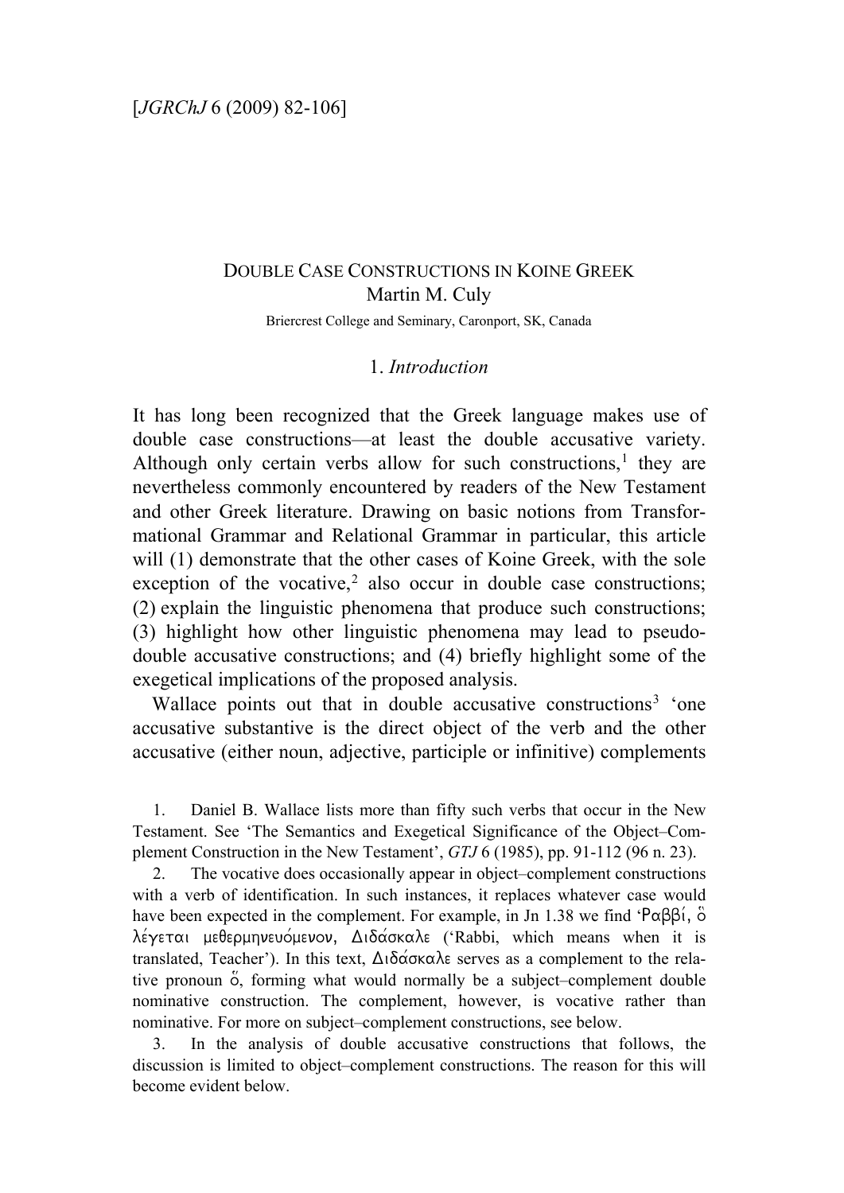# DOUBLE CASE CONSTRUCTIONS IN KOINE GREEK

Martin M. Culy

Briercrest College and Seminary, Caronport, SK, Canada

## 1. *Introduction*

It has long been recognized that the Greek language makes use of double case constructions—at least the double accusative variety. Although only certain verbs allow for such constructions,[1] they are nevertheless commonly encountered by readers of the New Testament and other Greek literature. Drawing on basic notions from Transformational Grammar and Relational Grammar in particular, this article will (1) demonstrate that the other cases of Koine Greek, with the sole exception of the vocative,[2] also occur in double case constructions; (2) explain the linguistic phenomena that produce such constructions; (3) highlight how other linguistic phenomena may lead to pseudo-double accusative constructions; and (4) briefly highlight some of the exegetical implications of the proposed analysis.

Wallace points out that in double accusative constructions[3] 'one accusative substantive is the direct object of the verb and the other accusative (either noun, adjective, participle or infinitive) complements

1. Daniel B. Wallace lists more than fifty such verbs that occur in the New Testament. See 'The Semantics and Exegetical Significance of the Object–Complement Construction in the New Testament', *GTJ* 6 (1985), pp. 91-112 (96 n. 23).

2. The vocative does occasionally appear in object–complement constructions with a verb of identification. In such instances, it replaces whatever case would have been expected in the complement. For example, in Jn 1.38 we find 'Ῥαββί, ὃ λέγεται μεθερμηνευόμενον, Διδάσκαλε ('Rabbi, which means when it is translated, Teacher'). In this text, Διδάσκαλε serves as a complement to the relative pronoun ὅ, forming what would normally be a subject–complement double nominative construction. The complement, however, is vocative rather than nominative. For more on subject–complement constructions, see below.

3. In the analysis of double accusative constructions that follows, the discussion is limited to object–complement constructions. The reason for this will become evident below.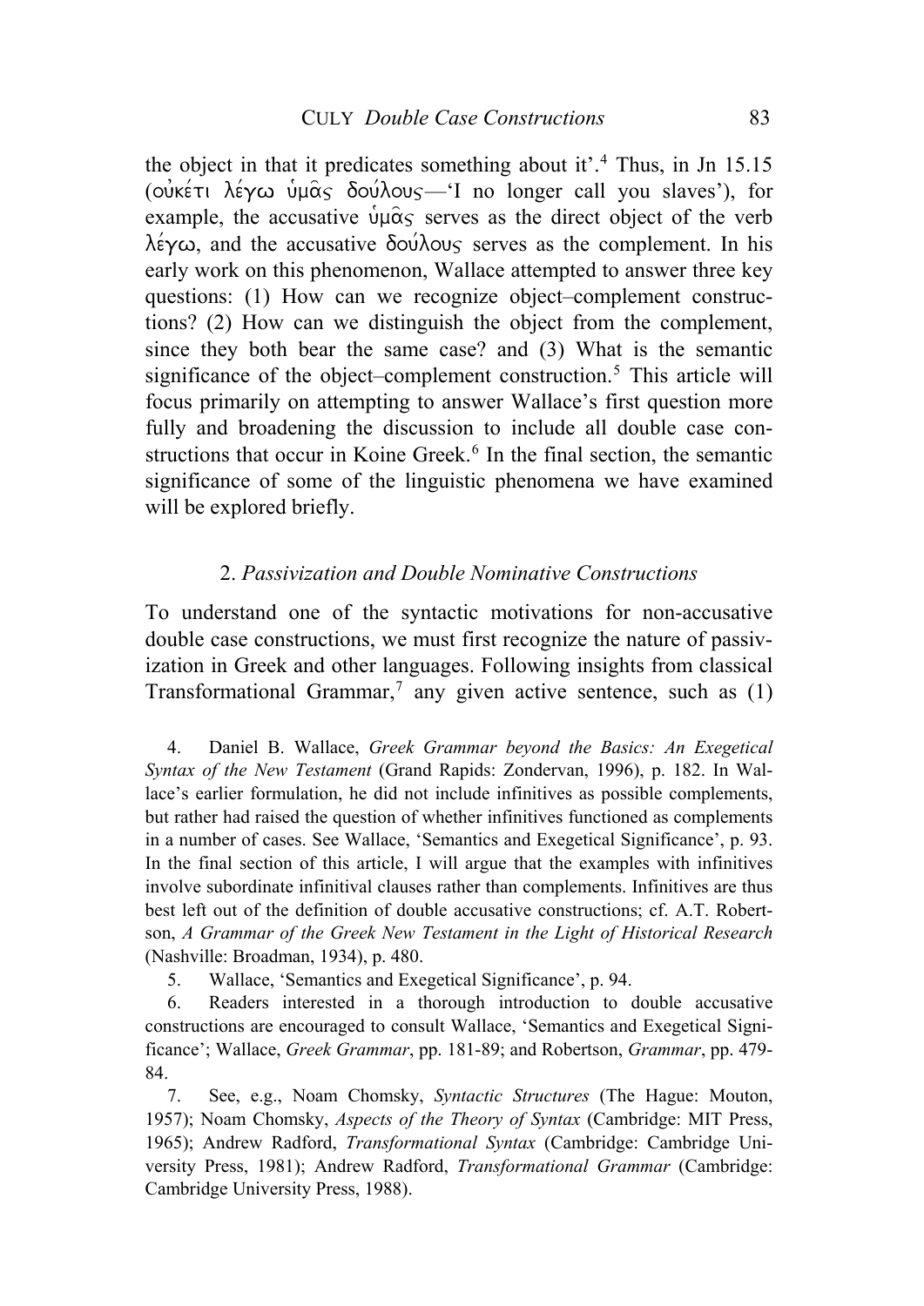the object in that it predicates something about it'.[4] Thus, in Jn 15.15 (οὐκέτι λέγω ὑμᾶς δούλους—'I no longer call you slaves'), for example, the accusative ὑμᾶς serves as the direct object of the verb λέγω, and the accusative δούλους serves as the complement. In his early work on this phenomenon, Wallace attempted to answer three key questions: (1) How can we recognize object–complement constructions? (2) How can we distinguish the object from the complement, since they both bear the same case? and (3) What is the semantic significance of the object–complement construction.[5] This article will focus primarily on attempting to answer Wallace's first question more fully and broadening the discussion to include all double case constructions that occur in Koine Greek.[6] In the final section, the semantic significance of some of the linguistic phenomena we have examined will be explored briefly.

## 2. *Passivization and Double Nominative Constructions*

To understand one of the syntactic motivations for non-accusative double case constructions, we must first recognize the nature of passivization in Greek and other languages. Following insights from classical Transformational Grammar,[7] any given active sentence, such as (1)

4. Daniel B. Wallace, *Greek Grammar beyond the Basics: An Exegetical Syntax of the New Testament* (Grand Rapids: Zondervan, 1996), p. 182. In Wallace's earlier formulation, he did not include infinitives as possible complements, but rather had raised the question of whether infinitives functioned as complements in a number of cases. See Wallace, 'Semantics and Exegetical Significance', p. 93. In the final section of this article, I will argue that the examples with infinitives involve subordinate infinitival clauses rather than complements. Infinitives are thus best left out of the definition of double accusative constructions; cf. A.T. Robertson, *A Grammar of the Greek New Testament in the Light of Historical Research* (Nashville: Broadman, 1934), p. 480.

5. Wallace, 'Semantics and Exegetical Significance', p. 94.

6. Readers interested in a thorough introduction to double accusative constructions are encouraged to consult Wallace, 'Semantics and Exegetical Significance'; Wallace, *Greek Grammar*, pp. 181-89; and Robertson, *Grammar*, pp. 479-84.

7. See, e.g., Noam Chomsky, *Syntactic Structures* (The Hague: Mouton, 1957); Noam Chomsky, *Aspects of the Theory of Syntax* (Cambridge: MIT Press, 1965); Andrew Radford, *Transformational Syntax* (Cambridge: Cambridge University Press, 1981); Andrew Radford, *Transformational Grammar* (Cambridge: Cambridge University Press, 1988).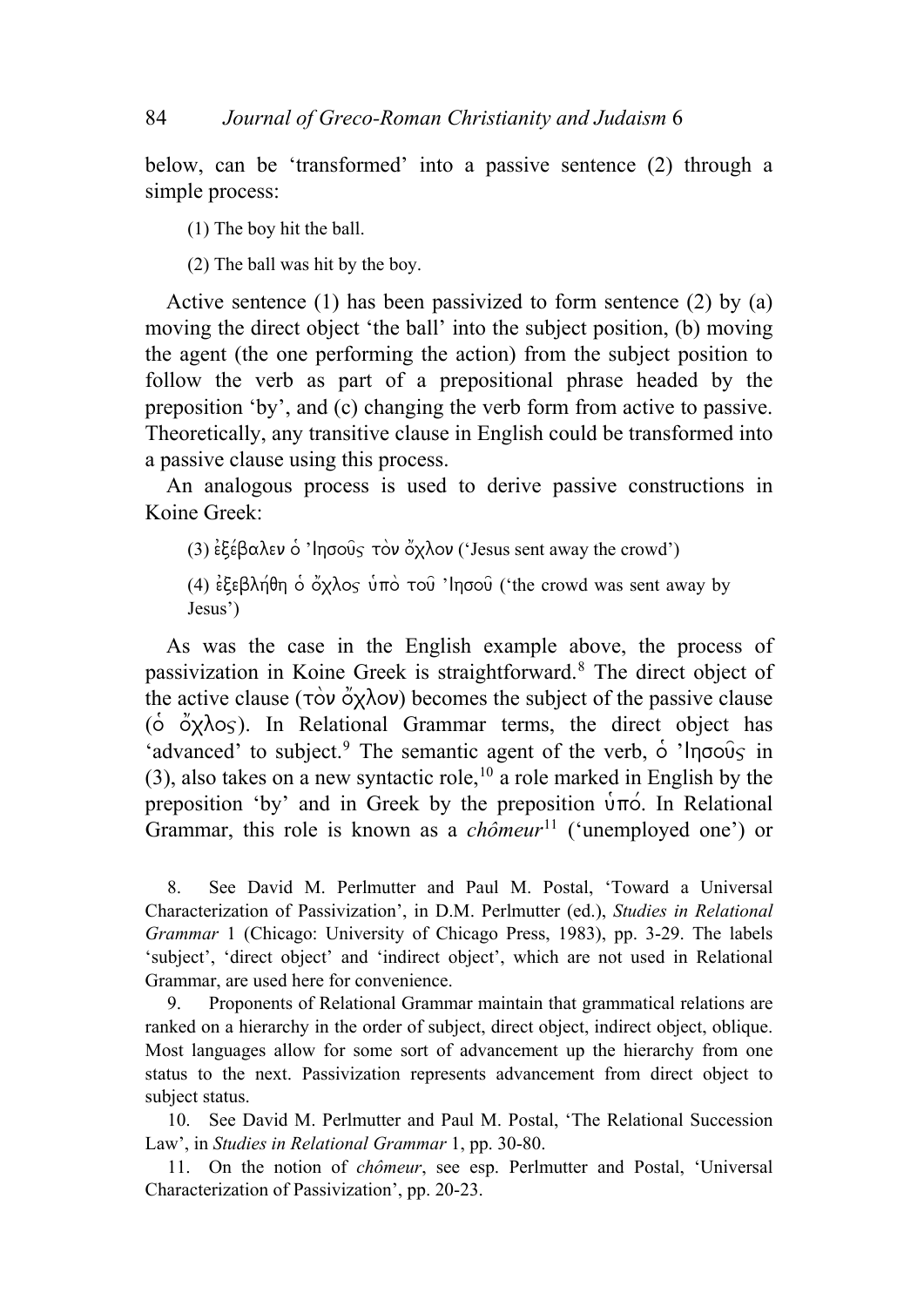below, can be 'transformed' into a passive sentence (2) through a simple process:

(1) The boy hit the ball.

(2) The ball was hit by the boy.

Active sentence (1) has been passivized to form sentence (2) by (a) moving the direct object 'the ball' into the subject position, (b) moving the agent (the one performing the action) from the subject position to follow the verb as part of a prepositional phrase headed by the preposition 'by', and (c) changing the verb form from active to passive. Theoretically, any transitive clause in English could be transformed into a passive clause using this process.

An analogous process is used to derive passive constructions in Koine Greek:

(3) ἐξέβαλεν ὁ Ἰησοῦς τὸν ὄχλον ('Jesus sent away the crowd')

(4) ἐξεβλήθη ὁ ὄχλος ὑπὸ τοῦ Ἰησοῦ ('the crowd was sent away by Jesus')

As was the case in the English example above, the process of passivization in Koine Greek is straightforward.[8] The direct object of the active clause (τὸν ὄχλον) becomes the subject of the passive clause (ὁ ὄχλος). In Relational Grammar terms, the direct object has 'advanced' to subject.[9] The semantic agent of the verb, ὁ Ἰησοῦς in (3), also takes on a new syntactic role,[10] a role marked in English by the preposition 'by' and in Greek by the preposition ὑπό. In Relational Grammar, this role is known as a *chômeur*[11] ('unemployed one') or

8. See David M. Perlmutter and Paul M. Postal, 'Toward a Universal Characterization of Passivization', in D.M. Perlmutter (ed.), *Studies in Relational Grammar* 1 (Chicago: University of Chicago Press, 1983), pp. 3-29. The labels 'subject', 'direct object' and 'indirect object', which are not used in Relational Grammar, are used here for convenience.

9. Proponents of Relational Grammar maintain that grammatical relations are ranked on a hierarchy in the order of subject, direct object, indirect object, oblique. Most languages allow for some sort of advancement up the hierarchy from one status to the next. Passivization represents advancement from direct object to subject status.

10. See David M. Perlmutter and Paul M. Postal, 'The Relational Succession Law', in *Studies in Relational Grammar* 1, pp. 30-80.

11. On the notion of *chômeur*, see esp. Perlmutter and Postal, 'Universal Characterization of Passivization', pp. 20-23.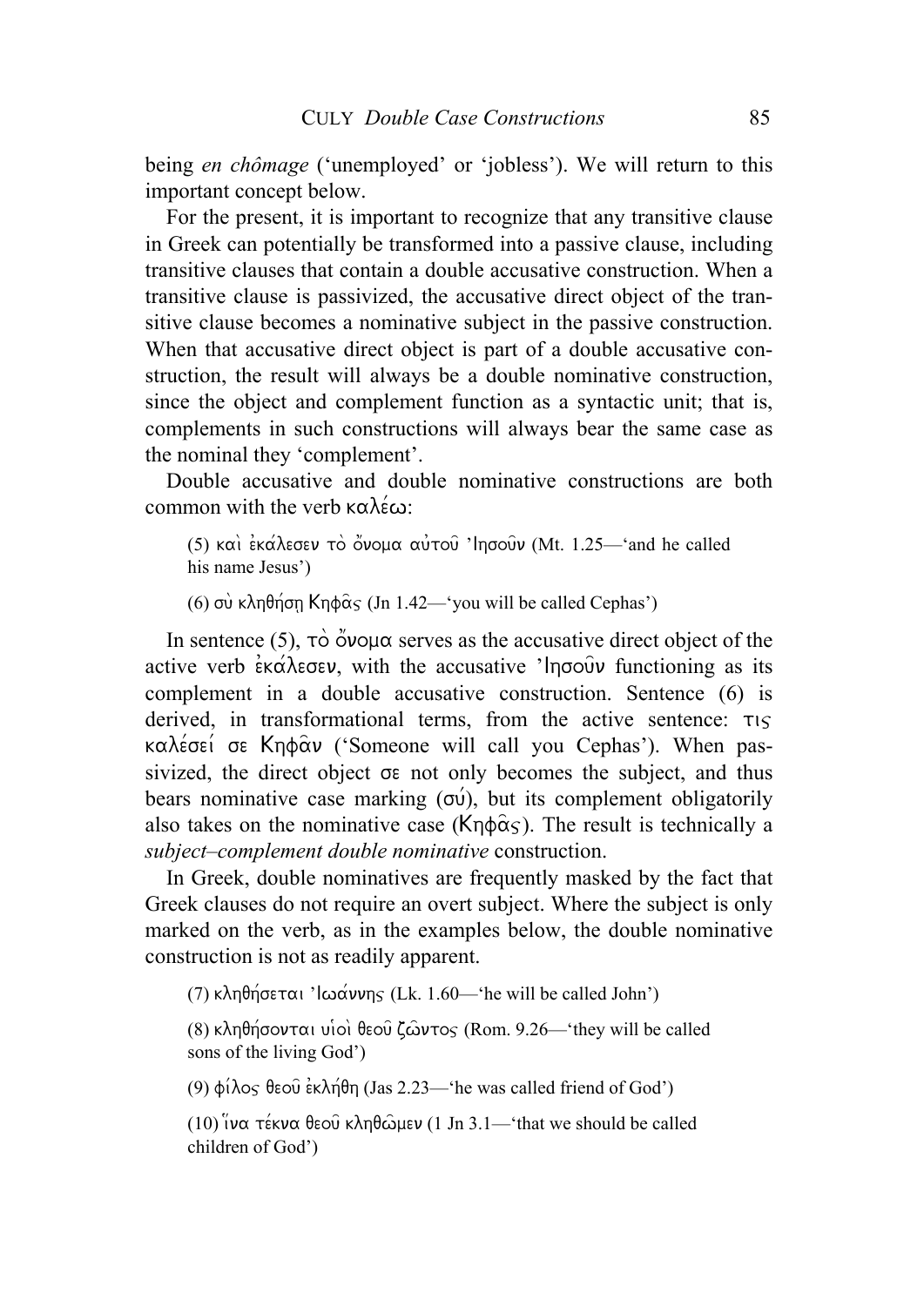being *en chômage* ('unemployed' or 'jobless'). We will return to this important concept below.

For the present, it is important to recognize that any transitive clause in Greek can potentially be transformed into a passive clause, including transitive clauses that contain a double accusative construction. When a transitive clause is passivized, the accusative direct object of the transitive clause becomes a nominative subject in the passive construction. When that accusative direct object is part of a double accusative construction, the result will always be a double nominative construction, since the object and complement function as a syntactic unit; that is, complements in such constructions will always bear the same case as the nominal they 'complement'.

Double accusative and double nominative constructions are both common with the verb καλέω:

> (5) καὶ ἐκάλεσεν τὸ ὄνομα αὐτοῦ Ἰησοῦν (Mt. 1.25—'and he called his name Jesus')
>
> (6) σὺ κληθήσῃ Κηφᾶς (Jn 1.42—'you will be called Cephas')

In sentence (5), τὸ ὄνομα serves as the accusative direct object of the active verb ἐκάλεσεν, with the accusative Ἰησοῦν functioning as its complement in a double accusative construction. Sentence (6) is derived, in transformational terms, from the active sentence: τις καλέσει σε Κηφᾶν ('Someone will call you Cephas'). When passivized, the direct object σε not only becomes the subject, and thus bears nominative case marking (σύ), but its complement obligatorily also takes on the nominative case (Κηφᾶς). The result is technically a *subject–complement double nominative* construction.

In Greek, double nominatives are frequently masked by the fact that Greek clauses do not require an overt subject. Where the subject is only marked on the verb, as in the examples below, the double nominative construction is not as readily apparent.

> (7) κληθήσεται Ἰωάννης (Lk. 1.60—'he will be called John')
>
> (8) κληθήσονται υἱοὶ θεοῦ ζῶντος (Rom. 9.26—'they will be called sons of the living God')
>
> (9) φίλος θεοῦ ἐκλήθη (Jas 2.23—'he was called friend of God')
>
> (10) ἵνα τέκνα θεοῦ κληθῶμεν (1 Jn 3.1—'that we should be called children of God')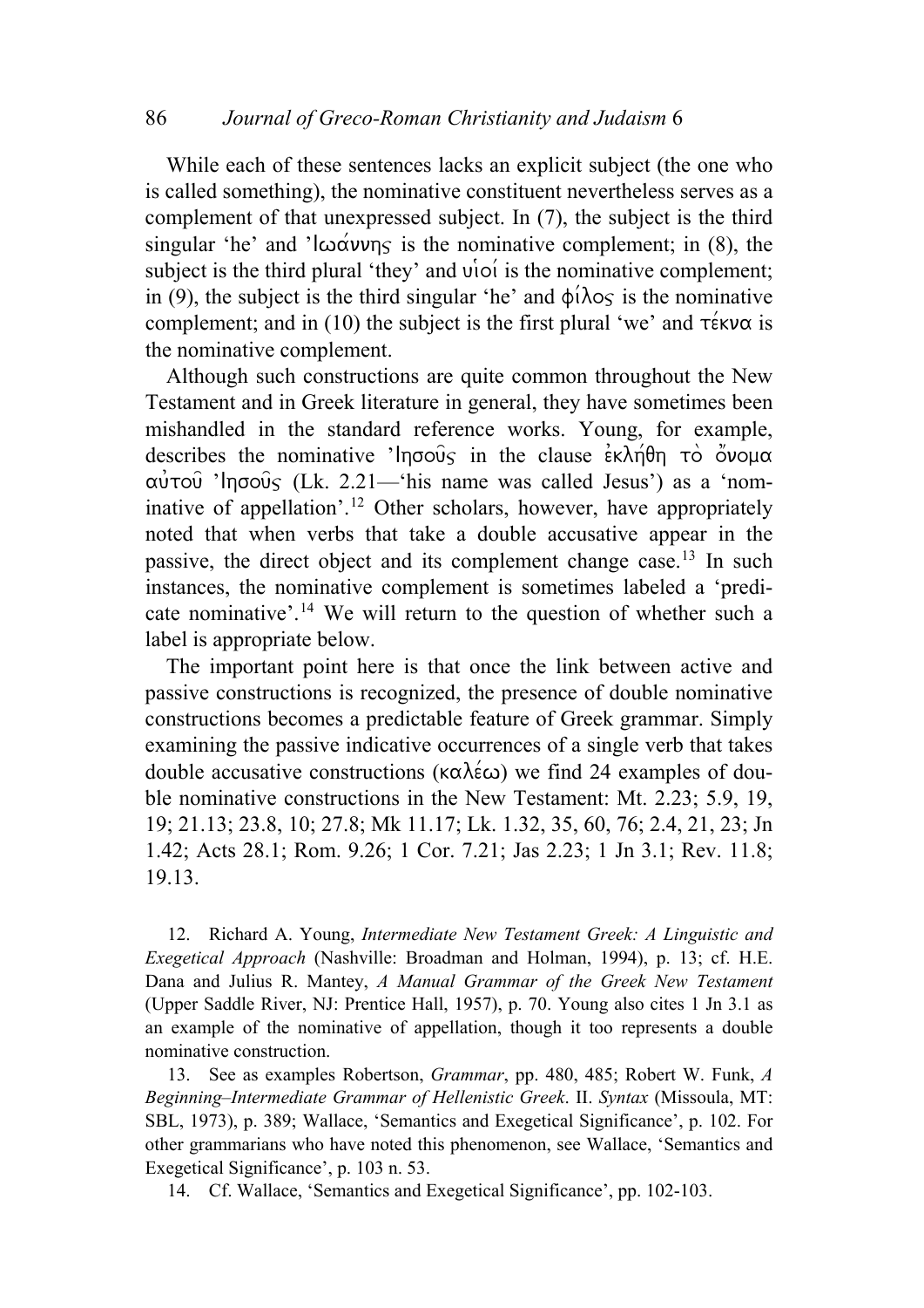While each of these sentences lacks an explicit subject (the one who is called something), the nominative constituent nevertheless serves as a complement of that unexpressed subject. In (7), the subject is the third singular 'he' and Ἰωάννης is the nominative complement; in (8), the subject is the third plural 'they' and υἱοί is the nominative complement; in (9), the subject is the third singular 'he' and φίλος is the nominative complement; and in (10) the subject is the first plural 'we' and τέκνα is the nominative complement.

Although such constructions are quite common throughout the New Testament and in Greek literature in general, they have sometimes been mishandled in the standard reference works. Young, for example, describes the nominative Ἰησοῦς in the clause ἐκλήθη τὸ ὄνομα αὐτοῦ Ἰησοῦς (Lk. 2.21—'his name was called Jesus') as a 'nominative of appellation'.[12] Other scholars, however, have appropriately noted that when verbs that take a double accusative appear in the passive, the direct object and its complement change case.[13] In such instances, the nominative complement is sometimes labeled a 'predicate nominative'.[14] We will return to the question of whether such a label is appropriate below.

The important point here is that once the link between active and passive constructions is recognized, the presence of double nominative constructions becomes a predictable feature of Greek grammar. Simply examining the passive indicative occurrences of a single verb that takes double accusative constructions (καλέω) we find 24 examples of double nominative constructions in the New Testament: Mt. 2.23; 5.9, 19, 19; 21.13; 23.8, 10; 27.8; Mk 11.17; Lk. 1.32, 35, 60, 76; 2.4, 21, 23; Jn 1.42; Acts 28.1; Rom. 9.26; 1 Cor. 7.21; Jas 2.23; 1 Jn 3.1; Rev. 11.8; 19.13.

12. Richard A. Young, *Intermediate New Testament Greek: A Linguistic and Exegetical Approach* (Nashville: Broadman and Holman, 1994), p. 13; cf. H.E. Dana and Julius R. Mantey, *A Manual Grammar of the Greek New Testament* (Upper Saddle River, NJ: Prentice Hall, 1957), p. 70. Young also cites 1 Jn 3.1 as an example of the nominative of appellation, though it too represents a double nominative construction.

13. See as examples Robertson, *Grammar*, pp. 480, 485; Robert W. Funk, *A Beginning–Intermediate Grammar of Hellenistic Greek*. II. *Syntax* (Missoula, MT: SBL, 1973), p. 389; Wallace, 'Semantics and Exegetical Significance', p. 102. For other grammarians who have noted this phenomenon, see Wallace, 'Semantics and Exegetical Significance', p. 103 n. 53.

14. Cf. Wallace, 'Semantics and Exegetical Significance', pp. 102-103.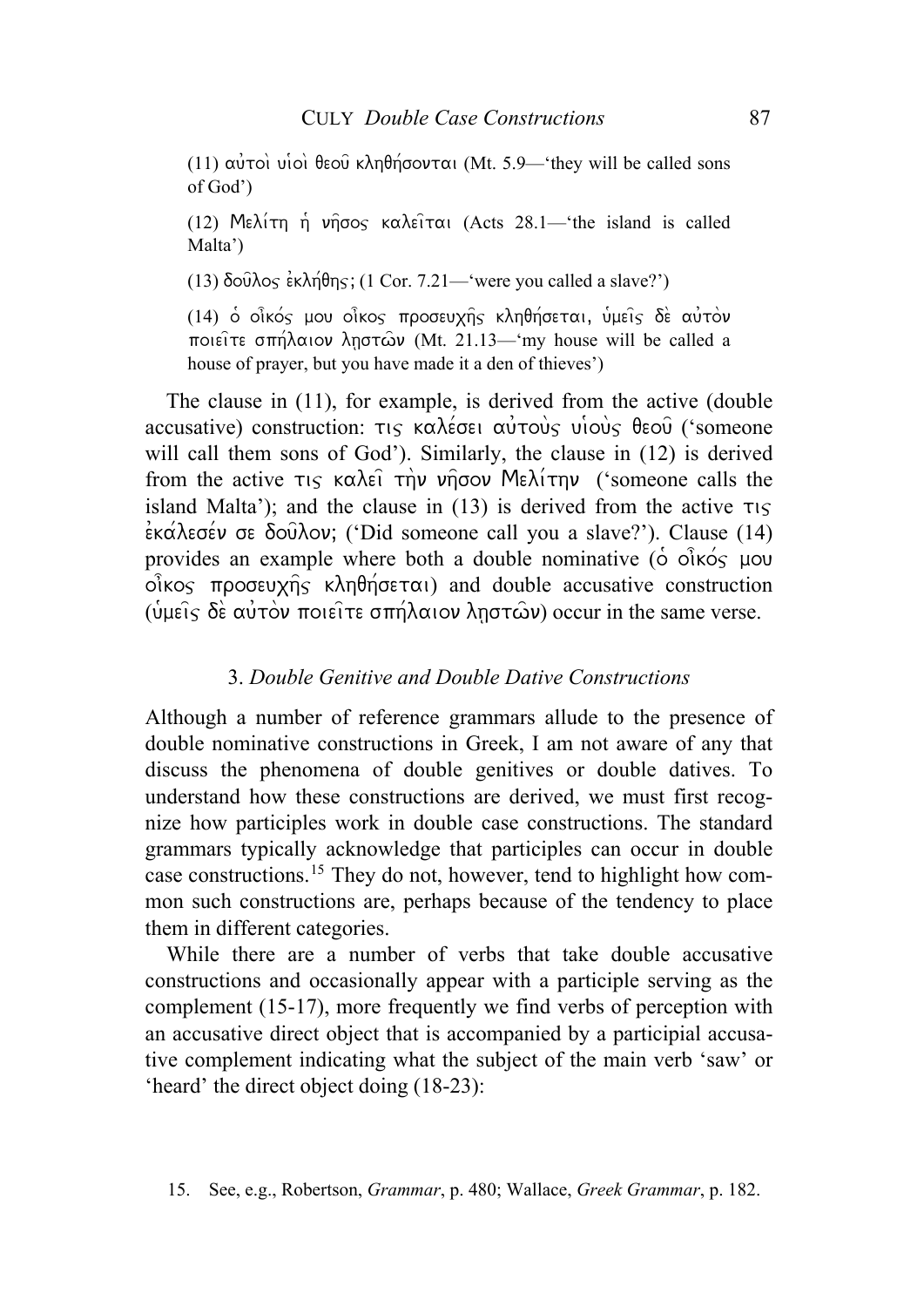(11) αὐτοὶ υἱοὶ θεοῦ κληθήσονται (Mt. 5.9—'they will be called sons of God')

(12) Μελίτη ἡ νῆσος καλεῖται (Acts 28.1—'the island is called Malta')

(13) δοῦλος ἐκλήθης; (1 Cor. 7.21—'were you called a slave?')

(14) ὁ οἶκός μου οἶκος προσευχῆς κληθήσεται, ὑμεῖς δὲ αὐτὸν ποιεῖτε σπήλαιον λῃστῶν (Mt. 21.13—'my house will be called a house of prayer, but you have made it a den of thieves')

The clause in (11), for example, is derived from the active (double accusative) construction: τις καλέσει αὐτοὺς υἱοὺς θεοῦ ('someone will call them sons of God'). Similarly, the clause in (12) is derived from the active τις καλεῖ τὴν νῆσον Μελίτην ('someone calls the island Malta'); and the clause in (13) is derived from the active τις ἐκάλεσέν σε δοῦλον; ('Did someone call you a slave?'). Clause (14) provides an example where both a double nominative (ὁ οἶκός μου οἶκος προσευχῆς κληθήσεται) and double accusative construction (ὑμεῖς δὲ αὐτὸν ποιεῖτε σπήλαιον λῃστῶν) occur in the same verse.

### 3. *Double Genitive and Double Dative Constructions*

Although a number of reference grammars allude to the presence of double nominative constructions in Greek, I am not aware of any that discuss the phenomena of double genitives or double datives. To understand how these constructions are derived, we must first recognize how participles work in double case constructions. The standard grammars typically acknowledge that participles can occur in double case constructions.[15] They do not, however, tend to highlight how common such constructions are, perhaps because of the tendency to place them in different categories.

While there are a number of verbs that take double accusative constructions and occasionally appear with a participle serving as the complement (15-17), more frequently we find verbs of perception with an accusative direct object that is accompanied by a participial accusative complement indicating what the subject of the main verb 'saw' or 'heard' the direct object doing (18-23):

15. See, e.g., Robertson, *Grammar*, p. 480; Wallace, *Greek Grammar*, p. 182.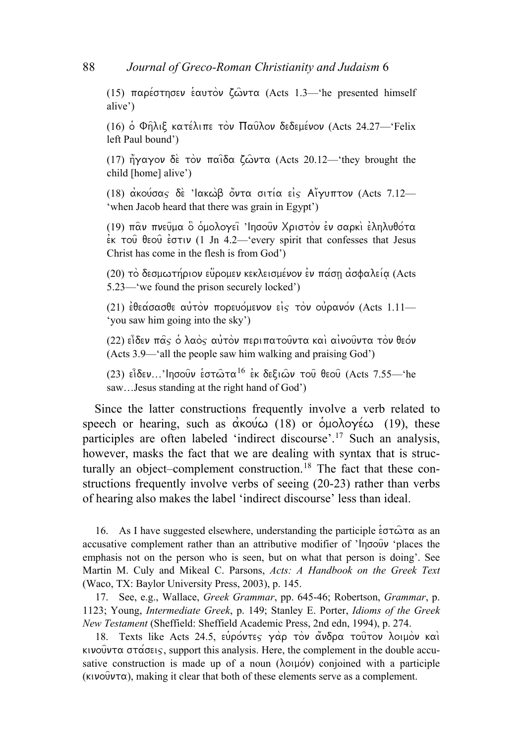(15) παρέστησεν ἑαυτὸν ζῶντα (Acts 1.3—'he presented himself alive')

(16) ὁ Φῆλιξ κατέλιπε τὸν Παῦλον δεδεμένον (Acts 24.27—'Felix left Paul bound')

(17) ἤγαγον δὲ τὸν παῖδα ζῶντα (Acts 20.12—'they brought the child [home] alive')

(18) ἀκούσας δὲ Ἰακὼβ ὄντα σιτία εἰς Αἴγυπτον (Acts 7.12—'when Jacob heard that there was grain in Egypt')

(19) πᾶν πνεῦμα ὃ ὁμολογεῖ Ἰησοῦν Χριστὸν ἐν σαρκὶ ἐληλυθότα ἐκ τοῦ θεοῦ ἐστιν (1 Jn 4.2—'every spirit that confesses that Jesus Christ has come in the flesh is from God')

(20) τὸ δεσμωτήριον εὕρομεν κεκλεισμένον ἐν πάσῃ ἀσφαλείᾳ (Acts 5.23—'we found the prison securely locked')

(21) ἐθεάσασθε αὐτὸν πορευόμενον εἰς τὸν οὐρανόν (Acts 1.11—'you saw him going into the sky')

(22) εἶδεν πᾶς ὁ λαὸς αὐτὸν περιπατοῦντα καὶ αἰνοῦντα τὸν θεόν (Acts 3.9—'all the people saw him walking and praising God')

(23) εἶδεν…Ἰησοῦν ἑστῶτα[16] ἐκ δεξιῶν τοῦ θεοῦ (Acts 7.55—'he saw…Jesus standing at the right hand of God')

Since the latter constructions frequently involve a verb related to speech or hearing, such as ἀκούω (18) or ὁμολογέω (19), these participles are often labeled 'indirect discourse'.[17] Such an analysis, however, masks the fact that we are dealing with syntax that is structurally an object–complement construction.[18] The fact that these constructions frequently involve verbs of seeing (20-23) rather than verbs of hearing also makes the label 'indirect discourse' less than ideal.

16. As I have suggested elsewhere, understanding the participle ἑστῶτα as an accusative complement rather than an attributive modifier of Ἰησοῦν 'places the emphasis not on the person who is seen, but on what that person is doing'. See Martin M. Culy and Mikeal C. Parsons, *Acts: A Handbook on the Greek Text* (Waco, TX: Baylor University Press, 2003), p. 145.

17. See, e.g., Wallace, *Greek Grammar*, pp. 645-46; Robertson, *Grammar*, p. 1123; Young, *Intermediate Greek*, p. 149; Stanley E. Porter, *Idioms of the Greek New Testament* (Sheffield: Sheffield Academic Press, 2nd edn, 1994), p. 274.

18. Texts like Acts 24.5, εὑρόντες γὰρ τὸν ἄνδρα τοῦτον λοιμὸν καὶ κινοῦντα στάσεις, support this analysis. Here, the complement in the double accusative construction is made up of a noun (λοιμόν) conjoined with a participle (κινοῦντα), making it clear that both of these elements serve as a complement.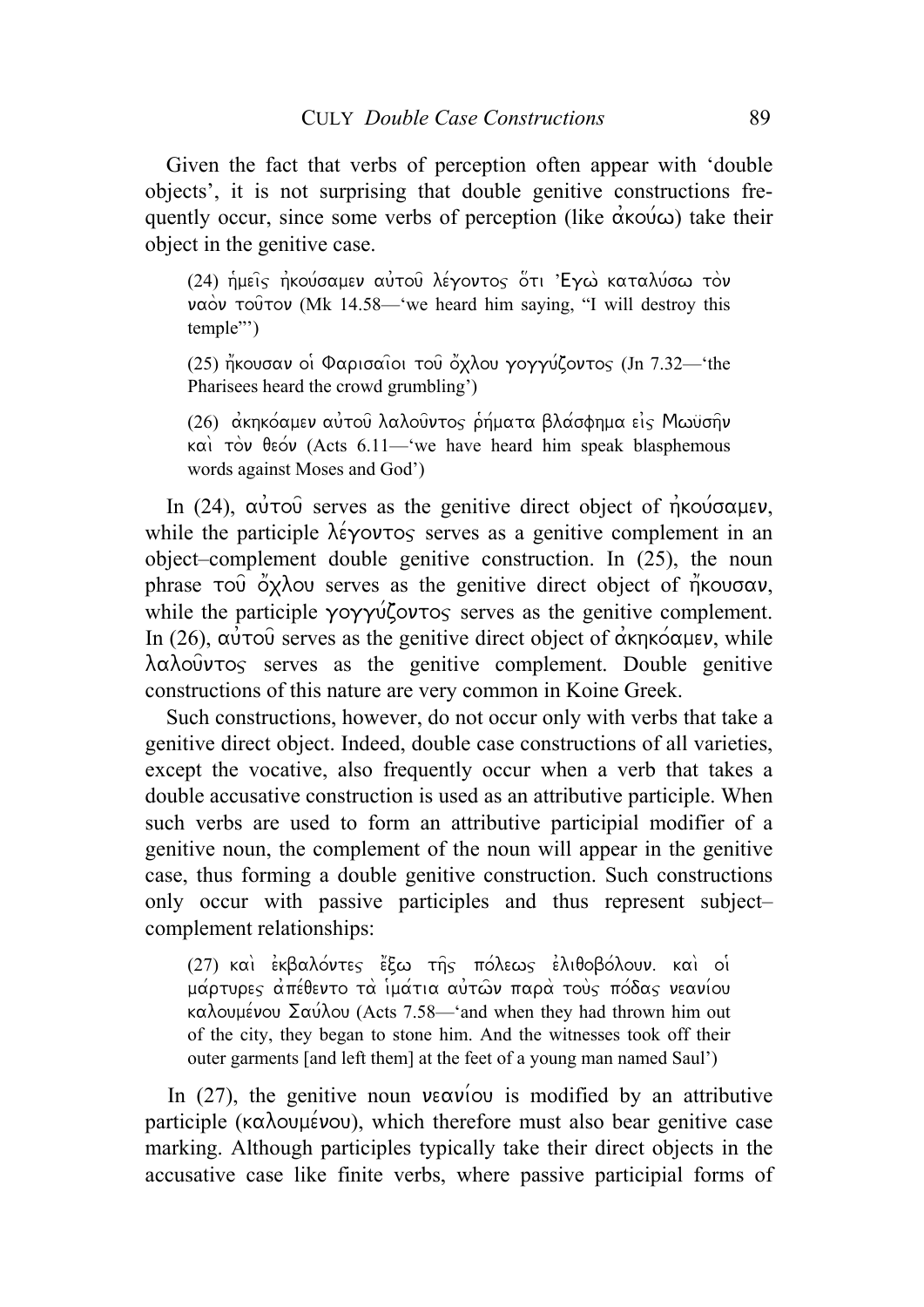Given the fact that verbs of perception often appear with 'double objects', it is not surprising that double genitive constructions frequently occur, since some verbs of perception (like ἀκούω) take their object in the genitive case.

> (24) ἡμεῖς ἠκούσαμεν αὐτοῦ λέγοντος ὅτι Ἐγὼ καταλύσω τὸν ναὸν τοῦτον (Mk 14.58—'we heard him saying, "I will destroy this temple"')
>
> (25) ἤκουσαν οἱ Φαρισαῖοι τοῦ ὄχλου γογγύζοντος (Jn 7.32—'the Pharisees heard the crowd grumbling')
>
> (26) ἀκηκόαμεν αὐτοῦ λαλοῦντος ῥήματα βλάσφημα εἰς Μωϋσῆν καὶ τὸν θεόν (Acts 6.11—'we have heard him speak blasphemous words against Moses and God')

In (24), αὐτοῦ serves as the genitive direct object of ἠκούσαμεν, while the participle λέγοντος serves as a genitive complement in an object–complement double genitive construction. In (25), the noun phrase τοῦ ὄχλου serves as the genitive direct object of ἤκουσαν, while the participle γογγύζοντος serves as the genitive complement. In (26), αὐτοῦ serves as the genitive direct object of ἀκηκόαμεν, while λαλοῦντος serves as the genitive complement. Double genitive constructions of this nature are very common in Koine Greek.

Such constructions, however, do not occur only with verbs that take a genitive direct object. Indeed, double case constructions of all varieties, except the vocative, also frequently occur when a verb that takes a double accusative construction is used as an attributive participle. When such verbs are used to form an attributive participial modifier of a genitive noun, the complement of the noun will appear in the genitive case, thus forming a double genitive construction. Such constructions only occur with passive participles and thus represent subject–complement relationships:

> (27) καὶ ἐκβαλόντες ἔξω τῆς πόλεως ἐλιθοβόλουν. καὶ οἱ μάρτυρες ἀπέθεντο τὰ ἱμάτια αὐτῶν παρὰ τοὺς πόδας νεανίου καλουμένου Σαύλου (Acts 7.58—'and when they had thrown him out of the city, they began to stone him. And the witnesses took off their outer garments [and left them] at the feet of a young man named Saul')

In (27), the genitive noun νεανίου is modified by an attributive participle (καλουμένου), which therefore must also bear genitive case marking. Although participles typically take their direct objects in the accusative case like finite verbs, where passive participial forms of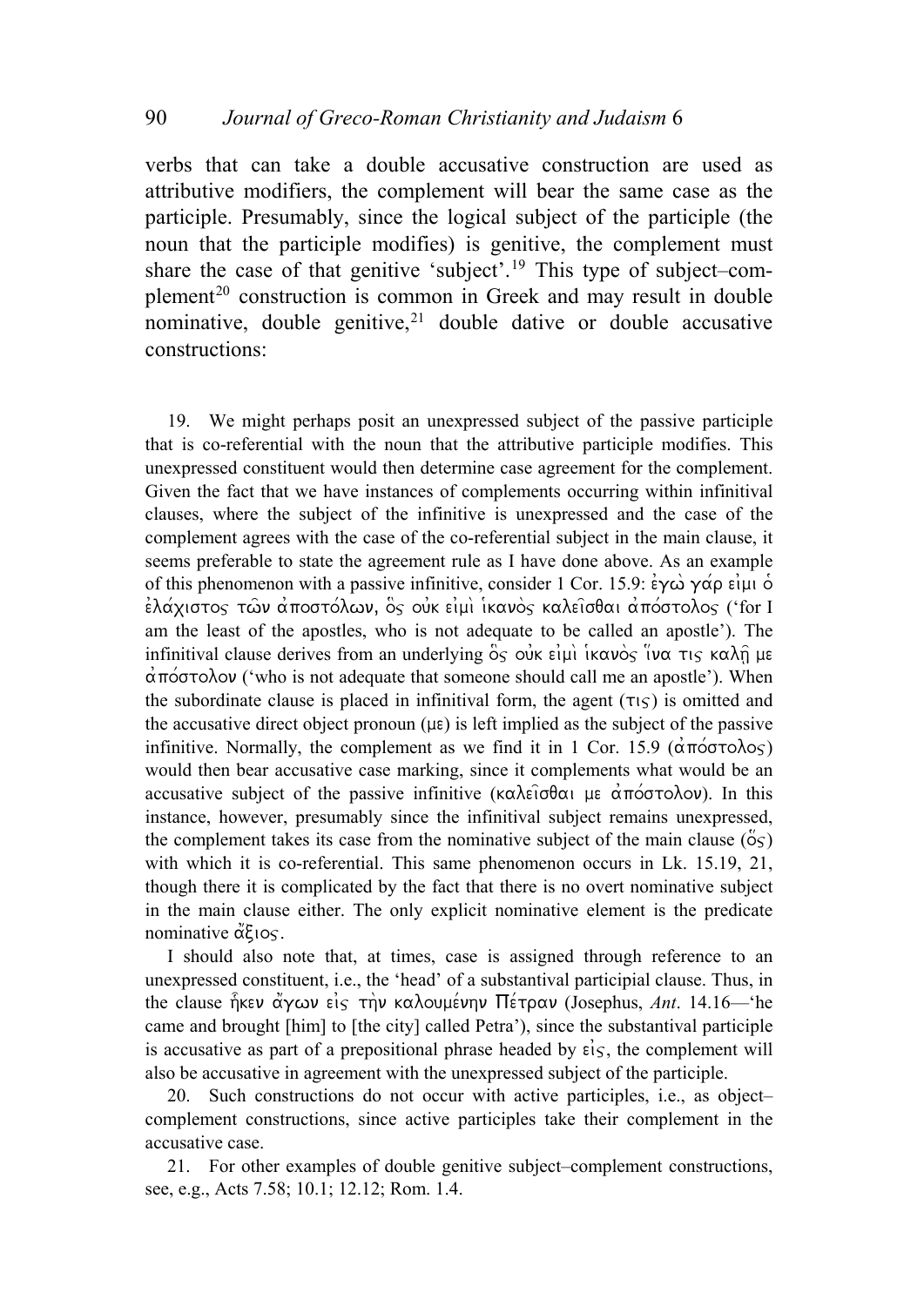verbs that can take a double accusative construction are used as attributive modifiers, the complement will bear the same case as the participle. Presumably, since the logical subject of the participle (the noun that the participle modifies) is genitive, the complement must share the case of that genitive 'subject'.[19] This type of subject–complement[20] construction is common in Greek and may result in double nominative, double genitive,[21] double dative or double accusative constructions:

19. We might perhaps posit an unexpressed subject of the passive participle that is co-referential with the noun that the attributive participle modifies. This unexpressed constituent would then determine case agreement for the complement. Given the fact that we have instances of complements occurring within infinitival clauses, where the subject of the infinitive is unexpressed and the case of the complement agrees with the case of the co-referential subject in the main clause, it seems preferable to state the agreement rule as I have done above. As an example of this phenomenon with a passive infinitive, consider 1 Cor. 15.9: ἐγὼ γάρ εἰμι ὁ ἐλάχιστος τῶν ἀποστόλων, ὃς οὐκ εἰμὶ ἱκανὸς καλεῖσθαι ἀπόστολος ('for I am the least of the apostles, who is not adequate to be called an apostle'). The infinitival clause derives from an underlying ὃς οὐκ εἰμὶ ἱκανὸς ἵνα τις καλῇ με ἀπόστολον ('who is not adequate that someone should call me an apostle'). When the subordinate clause is placed in infinitival form, the agent (τις) is omitted and the accusative direct object pronoun (με) is left implied as the subject of the passive infinitive. Normally, the complement as we find it in 1 Cor. 15.9 (ἀπόστολος) would then bear accusative case marking, since it complements what would be an accusative subject of the passive infinitive (καλεῖσθαι με ἀπόστολον). In this instance, however, presumably since the infinitival subject remains unexpressed, the complement takes its case from the nominative subject of the main clause (ὅς) with which it is co-referential. This same phenomenon occurs in Lk. 15.19, 21, though there it is complicated by the fact that there is no overt nominative subject in the main clause either. The only explicit nominative element is the predicate nominative ἄξιος.

I should also note that, at times, case is assigned through reference to an unexpressed constituent, i.e., the 'head' of a substantival participial clause. Thus, in the clause ἧκεν ἄγων εἰς τὴν καλουμένην Πέτραν (Josephus, *Ant*. 14.16—'he came and brought [him] to [the city] called Petra'), since the substantival participle is accusative as part of a prepositional phrase headed by εἰς, the complement will also be accusative in agreement with the unexpressed subject of the participle.

20. Such constructions do not occur with active participles, i.e., as object–complement constructions, since active participles take their complement in the accusative case.

21. For other examples of double genitive subject–complement constructions, see, e.g., Acts 7.58; 10.1; 12.12; Rom. 1.4.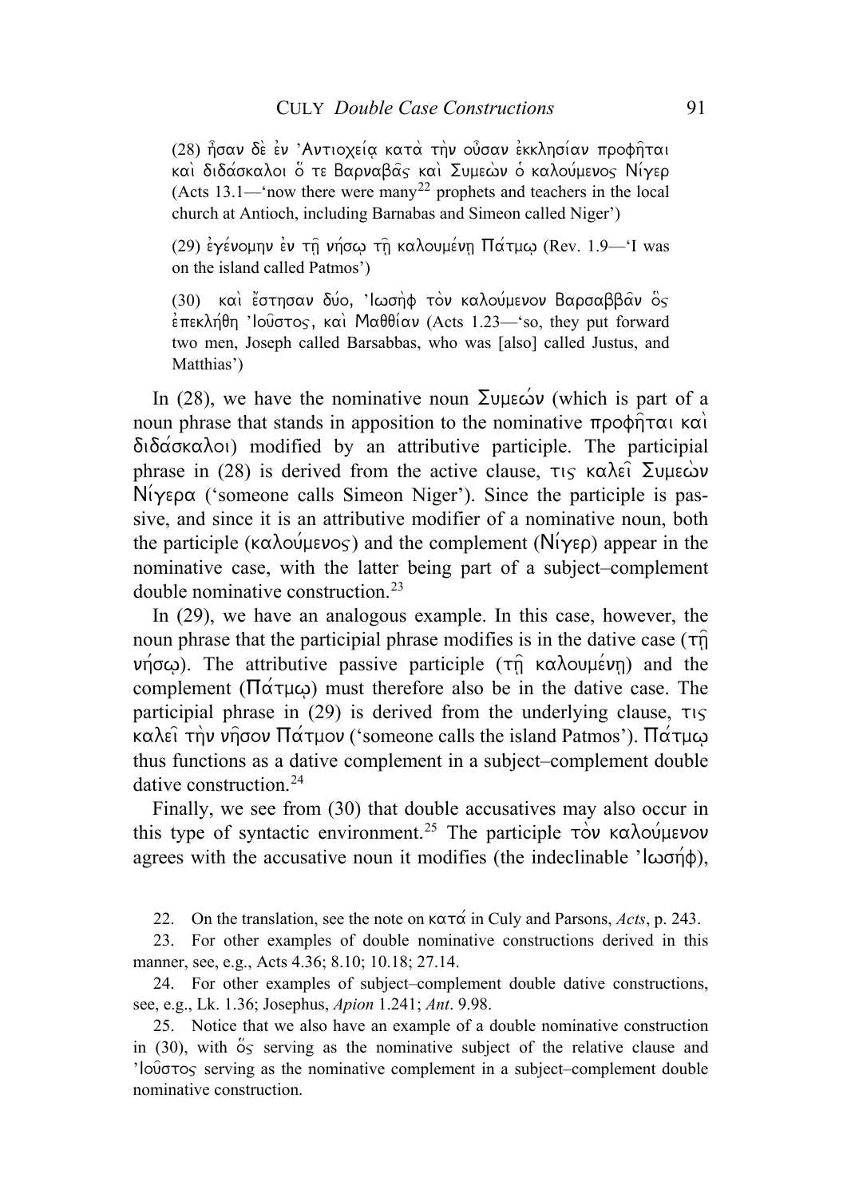(28) ἦσαν δὲ ἐν Ἀντιοχείᾳ κατὰ τὴν οὖσαν ἐκκλησίαν προφῆται καὶ διδάσκαλοι ὅ τε Βαρναβᾶς καὶ Συμεὼν ὁ καλούμενος Νίγερ (Acts 13.1—'now there were many[22] prophets and teachers in the local church at Antioch, including Barnabas and Simeon called Niger')

(29) ἐγένομην ἐν τῇ νήσῳ τῇ καλουμένῃ Πάτμῳ (Rev. 1.9—'I was on the island called Patmos')

(30) καὶ ἔστησαν δύο, Ἰωσὴφ τὸν καλούμενον Βαρσαββᾶν ὃς ἐπεκλήθη Ἰοῦστος, καὶ Μαθθίαν (Acts 1.23—'so, they put forward two men, Joseph called Barsabbas, who was [also] called Justus, and Matthias')

In (28), we have the nominative noun Συμεών (which is part of a noun phrase that stands in apposition to the nominative προφῆται καὶ διδάσκαλοι) modified by an attributive participle. The participial phrase in (28) is derived from the active clause, τις καλεῖ Συμεὼν Νίγερα ('someone calls Simeon Niger'). Since the participle is passive, and since it is an attributive modifier of a nominative noun, both the participle (καλούμενος) and the complement (Νίγερ) appear in the nominative case, with the latter being part of a subject–complement double nominative construction.[23]

In (29), we have an analogous example. In this case, however, the noun phrase that the participial phrase modifies is in the dative case (τῇ νήσῳ). The attributive passive participle (τῇ καλουμένῃ) and the complement (Πάτμῳ) must therefore also be in the dative case. The participial phrase in (29) is derived from the underlying clause, τις καλεῖ τὴν νῆσον Πάτμον ('someone calls the island Patmos'). Πάτμῳ thus functions as a dative complement in a subject–complement double dative construction.[24]

Finally, we see from (30) that double accusatives may also occur in this type of syntactic environment.[25] The participle τὸν καλούμενον agrees with the accusative noun it modifies (the indeclinable Ἰωσήφ),

22. On the translation, see the note on κατά in Culy and Parsons, *Acts*, p. 243.

23. For other examples of double nominative constructions derived in this manner, see, e.g., Acts 4.36; 8.10; 10.18; 27.14.

24. For other examples of subject–complement double dative constructions, see, e.g., Lk. 1.36; Josephus, *Apion* 1.241; *Ant*. 9.98.

25. Notice that we also have an example of a double nominative construction in (30), with ὅς serving as the nominative subject of the relative clause and Ἰοῦστος serving as the nominative complement in a subject–complement double nominative construction.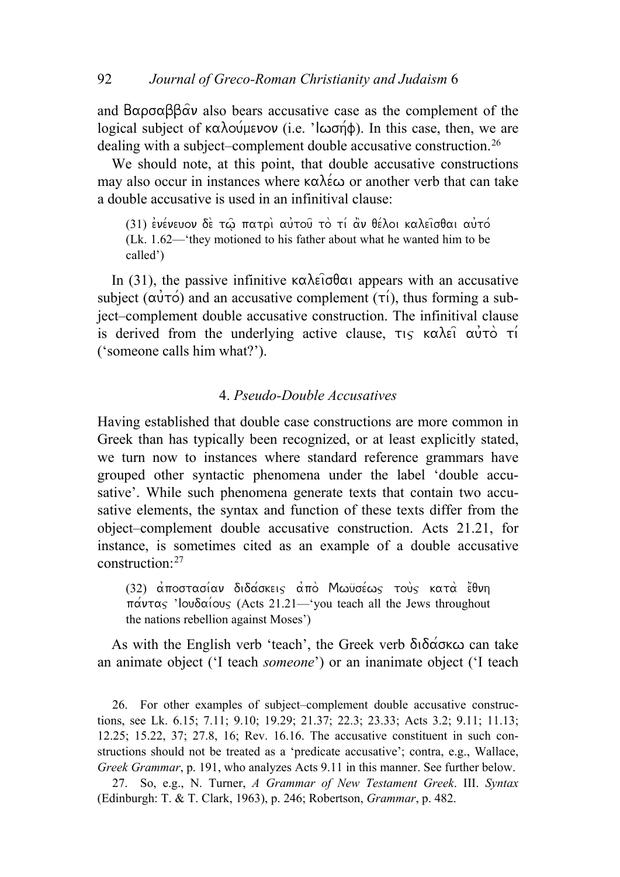and Βαρσαββᾶν also bears accusative case as the complement of the logical subject of καλούμενον (i.e. Ἰωσήφ). In this case, then, we are dealing with a subject–complement double accusative construction.[26]

We should note, at this point, that double accusative constructions may also occur in instances where καλέω or another verb that can take a double accusative is used in an infinitival clause:

> (31) ἐνένευον δὲ τῷ πατρὶ αὐτοῦ τὸ τί ἂν θέλοι καλεῖσθαι αὐτό (Lk. 1.62—'they motioned to his father about what he wanted him to be called')

In (31), the passive infinitive καλεῖσθαι appears with an accusative subject (αὐτό) and an accusative complement (τί), thus forming a subject–complement double accusative construction. The infinitival clause is derived from the underlying active clause, τις καλεῖ αὐτὸ τί ('someone calls him what?').

### 4. *Pseudo-Double Accusatives*

Having established that double case constructions are more common in Greek than has typically been recognized, or at least explicitly stated, we turn now to instances where standard reference grammars have grouped other syntactic phenomena under the label 'double accusative'. While such phenomena generate texts that contain two accusative elements, the syntax and function of these texts differ from the object–complement double accusative construction. Acts 21.21, for instance, is sometimes cited as an example of a double accusative construction:[27]

> (32) ἀποστασίαν διδάσκεις ἀπὸ Μωϋσέως τοὺς κατὰ ἔθνη πάντας Ἰουδαίους (Acts 21.21—'you teach all the Jews throughout the nations rebellion against Moses')

As with the English verb 'teach', the Greek verb διδάσκω can take an animate object ('I teach *someone*') or an inanimate object ('I teach

26. For other examples of subject–complement double accusative constructions, see Lk. 6.15; 7.11; 9.10; 19.29; 21.37; 22.3; 23.33; Acts 3.2; 9.11; 11.13; 12.25; 15.22, 37; 27.8, 16; Rev. 16.16. The accusative constituent in such constructions should not be treated as a 'predicate accusative'; contra, e.g., Wallace, *Greek Grammar*, p. 191, who analyzes Acts 9.11 in this manner. See further below.

27. So, e.g., N. Turner, *A Grammar of New Testament Greek*. III. *Syntax* (Edinburgh: T. & T. Clark, 1963), p. 246; Robertson, *Grammar*, p. 482.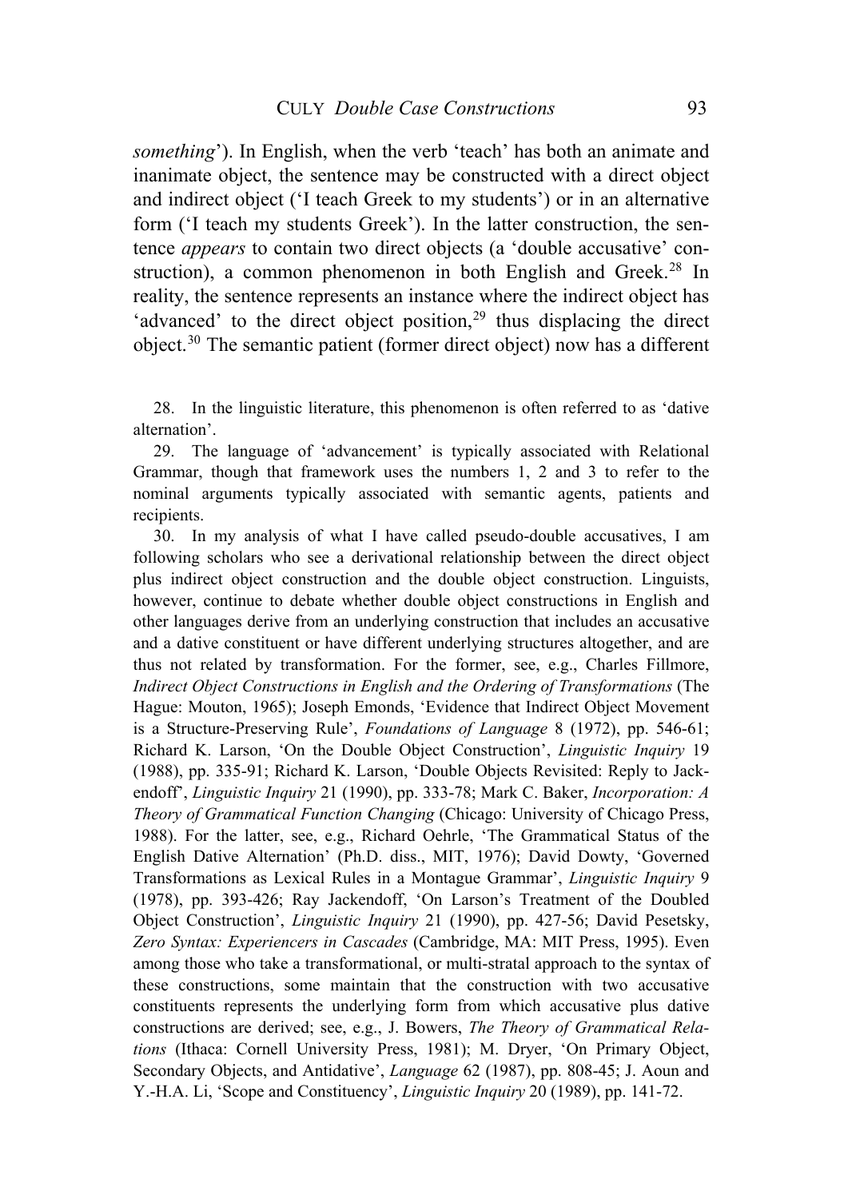*something*'). In English, when the verb 'teach' has both an animate and inanimate object, the sentence may be constructed with a direct object and indirect object ('I teach Greek to my students') or in an alternative form ('I teach my students Greek'). In the latter construction, the sentence *appears* to contain two direct objects (a 'double accusative' construction), a common phenomenon in both English and Greek.[28] In reality, the sentence represents an instance where the indirect object has 'advanced' to the direct object position,[29] thus displacing the direct object.[30] The semantic patient (former direct object) now has a different

28. In the linguistic literature, this phenomenon is often referred to as 'dative alternation'.

29. The language of 'advancement' is typically associated with Relational Grammar, though that framework uses the numbers 1, 2 and 3 to refer to the nominal arguments typically associated with semantic agents, patients and recipients.

30. In my analysis of what I have called pseudo-double accusatives, I am following scholars who see a derivational relationship between the direct object plus indirect object construction and the double object construction. Linguists, however, continue to debate whether double object constructions in English and other languages derive from an underlying construction that includes an accusative and a dative constituent or have different underlying structures altogether, and are thus not related by transformation. For the former, see, e.g., Charles Fillmore, *Indirect Object Constructions in English and the Ordering of Transformations* (The Hague: Mouton, 1965); Joseph Emonds, 'Evidence that Indirect Object Movement is a Structure-Preserving Rule', *Foundations of Language* 8 (1972), pp. 546-61; Richard K. Larson, 'On the Double Object Construction', *Linguistic Inquiry* 19 (1988), pp. 335-91; Richard K. Larson, 'Double Objects Revisited: Reply to Jackendoff', *Linguistic Inquiry* 21 (1990), pp. 333-78; Mark C. Baker, *Incorporation: A Theory of Grammatical Function Changing* (Chicago: University of Chicago Press, 1988). For the latter, see, e.g., Richard Oehrle, 'The Grammatical Status of the English Dative Alternation' (Ph.D. diss., MIT, 1976); David Dowty, 'Governed Transformations as Lexical Rules in a Montague Grammar', *Linguistic Inquiry* 9 (1978), pp. 393-426; Ray Jackendoff, 'On Larson's Treatment of the Doubled Object Construction', *Linguistic Inquiry* 21 (1990), pp. 427-56; David Pesetsky, *Zero Syntax: Experiencers in Cascades* (Cambridge, MA: MIT Press, 1995). Even among those who take a transformational, or multi-stratal approach to the syntax of these constructions, some maintain that the construction with two accusative constituents represents the underlying form from which accusative plus dative constructions are derived; see, e.g., J. Bowers, *The Theory of Grammatical Relations* (Ithaca: Cornell University Press, 1981); M. Dryer, 'On Primary Object, Secondary Objects, and Antidative', *Language* 62 (1987), pp. 808-45; J. Aoun and Y.-H.A. Li, 'Scope and Constituency', *Linguistic Inquiry* 20 (1989), pp. 141-72.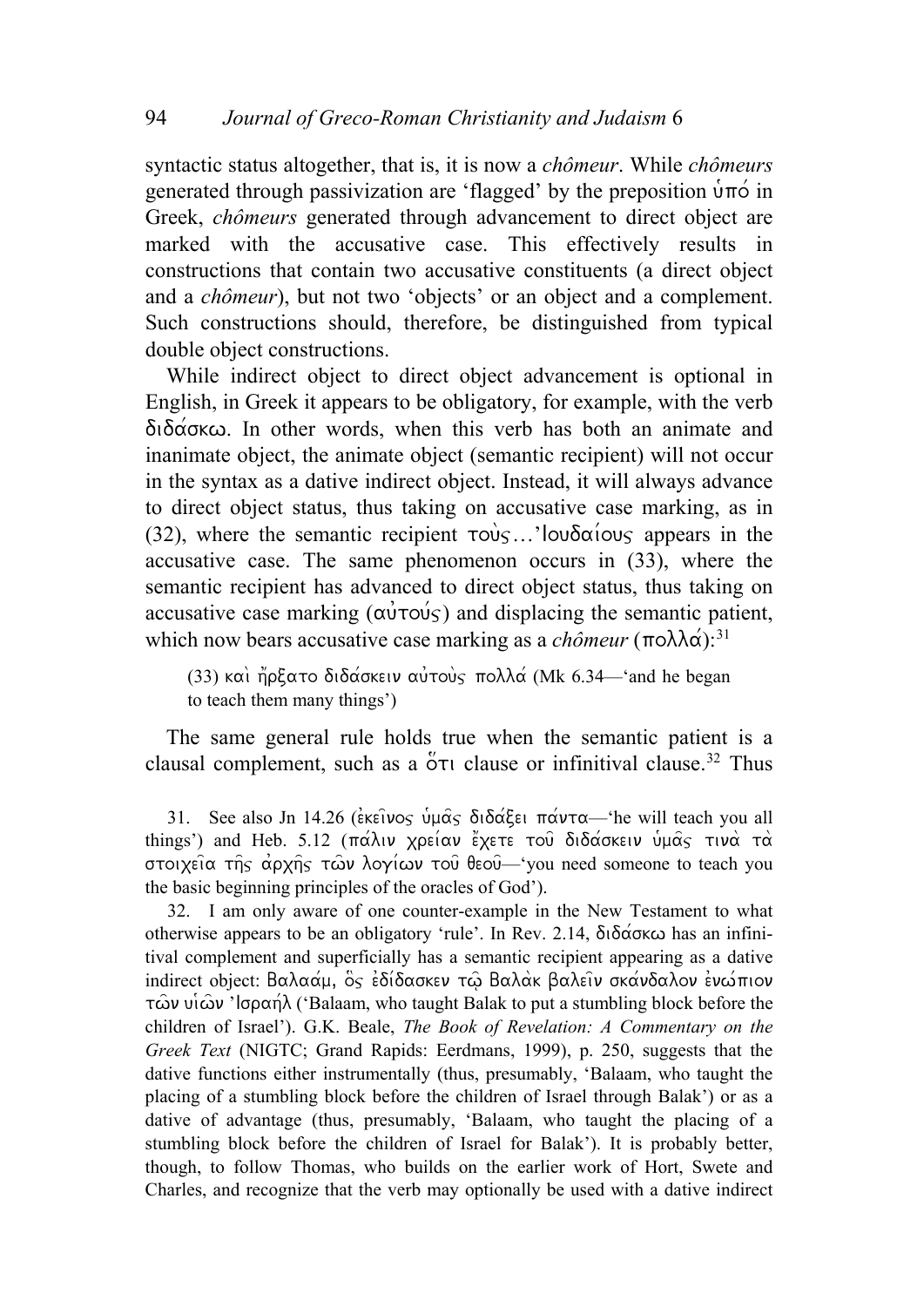syntactic status altogether, that is, it is now a *chômeur*. While *chômeurs* generated through passivization are 'flagged' by the preposition ὑπό in Greek, *chômeurs* generated through advancement to direct object are marked with the accusative case. This effectively results in constructions that contain two accusative constituents (a direct object and a *chômeur*), but not two 'objects' or an object and a complement. Such constructions should, therefore, be distinguished from typical double object constructions.

While indirect object to direct object advancement is optional in English, in Greek it appears to be obligatory, for example, with the verb διδάσκω. In other words, when this verb has both an animate and inanimate object, the animate object (semantic recipient) will not occur in the syntax as a dative indirect object. Instead, it will always advance to direct object status, thus taking on accusative case marking, as in (32), where the semantic recipient τοὺς…'Ιουδαίους appears in the accusative case. The same phenomenon occurs in (33), where the semantic recipient has advanced to direct object status, thus taking on accusative case marking (αὐτούς) and displacing the semantic patient, which now bears accusative case marking as a *chômeur* (πολλά):[31]

> (33) καὶ ἤρξατο διδάσκειν αὐτοὺς πολλά (Mk 6.34—'and he began to teach them many things')

The same general rule holds true when the semantic patient is a clausal complement, such as a ὅτι clause or infinitival clause.[32] Thus

31. See also Jn 14.26 (ἐκεῖνος ὑμᾶς διδάξει πάντα—'he will teach you all things') and Heb. 5.12 (πάλιν χρείαν ἔχετε τοῦ διδάσκειν ὑμᾶς τινὰ τὰ στοιχεῖα τῆς ἀρχῆς τῶν λογίων τοῦ θεοῦ—'you need someone to teach you the basic beginning principles of the oracles of God').

32. I am only aware of one counter-example in the New Testament to what otherwise appears to be an obligatory 'rule'. In Rev. 2.14, διδάσκω has an infinitival complement and superficially has a semantic recipient appearing as a dative indirect object: Βαλαάμ, ὃς ἐδίδασκεν τῷ Βαλὰκ βαλεῖν σκάνδαλον ἐνώπιον τῶν υἱῶν 'Ισραήλ ('Balaam, who taught Balak to put a stumbling block before the children of Israel'). G.K. Beale, *The Book of Revelation: A Commentary on the Greek Text* (NIGTC; Grand Rapids: Eerdmans, 1999), p. 250, suggests that the dative functions either instrumentally (thus, presumably, 'Balaam, who taught the placing of a stumbling block before the children of Israel through Balak') or as a dative of advantage (thus, presumably, 'Balaam, who taught the placing of a stumbling block before the children of Israel for Balak'). It is probably better, though, to follow Thomas, who builds on the earlier work of Hort, Swete and Charles, and recognize that the verb may optionally be used with a dative indirect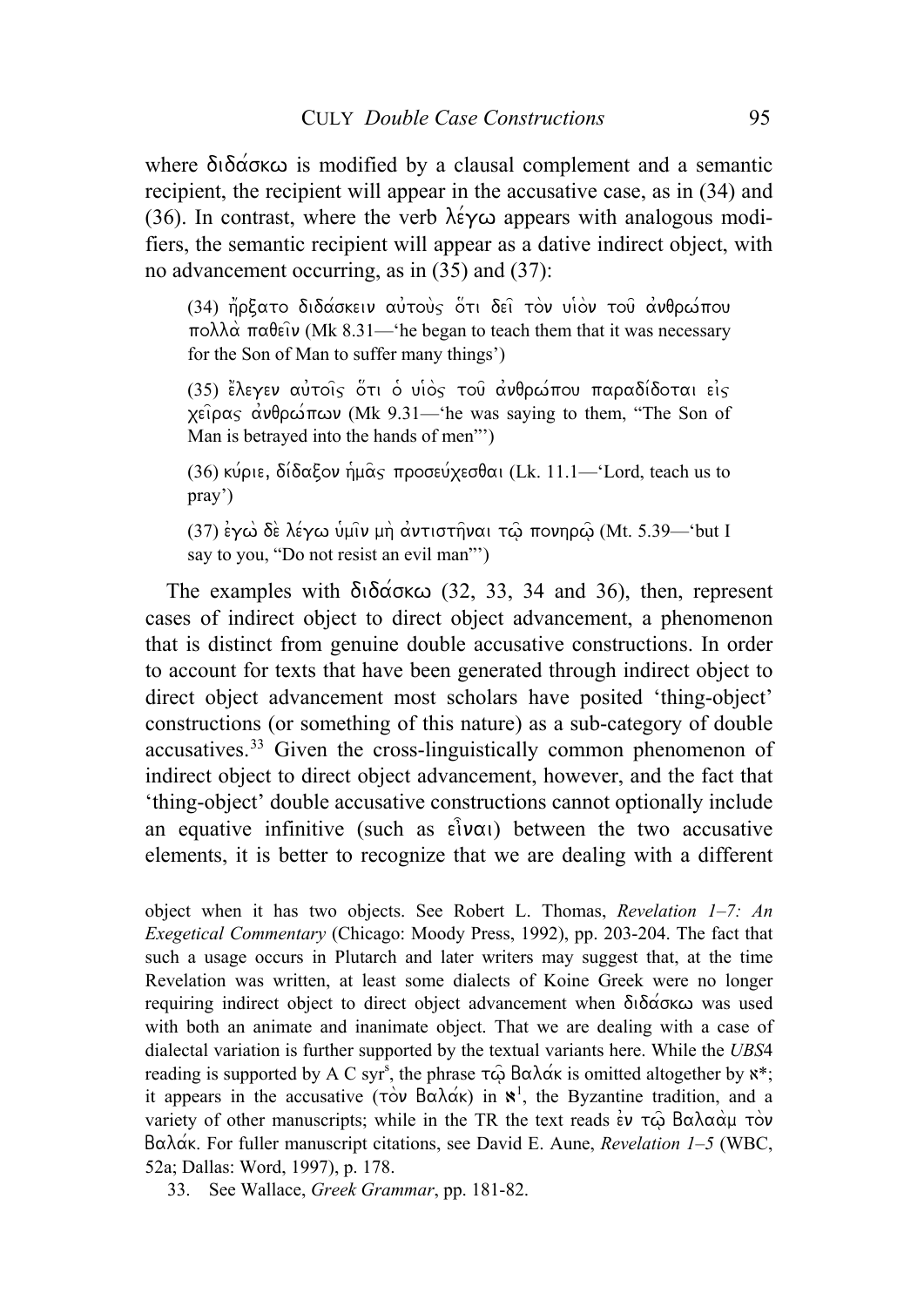where διδάσκω is modified by a clausal complement and a semantic recipient, the recipient will appear in the accusative case, as in (34) and (36). In contrast, where the verb λέγω appears with analogous modifiers, the semantic recipient will appear as a dative indirect object, with no advancement occurring, as in (35) and (37):

> (34) ἤρξατο διδάσκειν αὐτοὺς ὅτι δεῖ τὸν υἱὸν τοῦ ἀνθρώπου πολλὰ παθεῖν (Mk 8.31—'he began to teach them that it was necessary for the Son of Man to suffer many things')
>
> (35) ἔλεγεν αὐτοῖς ὅτι ὁ υἱὸς τοῦ ἀνθρώπου παραδίδοται εἰς χεῖρας ἀνθρώπων (Mk 9.31—'he was saying to them, "The Son of Man is betrayed into the hands of men"')
>
> (36) κύριε, δίδαξον ἡμᾶς προσεύχεσθαι (Lk. 11.1—'Lord, teach us to pray')
>
> (37) ἐγὼ δὲ λέγω ὑμῖν μὴ ἀντιστῆναι τῷ πονηρῷ (Mt. 5.39—'but I say to you, "Do not resist an evil man"')

The examples with διδάσκω (32, 33, 34 and 36), then, represent cases of indirect object to direct object advancement, a phenomenon that is distinct from genuine double accusative constructions. In order to account for texts that have been generated through indirect object to direct object advancement most scholars have posited 'thing-object' constructions (or something of this nature) as a sub-category of double accusatives.[33] Given the cross-linguistically common phenomenon of indirect object to direct object advancement, however, and the fact that 'thing-object' double accusative constructions cannot optionally include an equative infinitive (such as εἶναι) between the two accusative elements, it is better to recognize that we are dealing with a different

object when it has two objects. See Robert L. Thomas, *Revelation 1–7: An Exegetical Commentary* (Chicago: Moody Press, 1992), pp. 203-204. The fact that such a usage occurs in Plutarch and later writers may suggest that, at the time Revelation was written, at least some dialects of Koine Greek were no longer requiring indirect object to direct object advancement when διδάσκω was used with both an animate and inanimate object. That we are dealing with a case of dialectal variation is further supported by the textual variants here. While the *UBS*4 reading is supported by A C syr[s], the phrase τῷ Βαλάκ is omitted altogether by ℵ*; it appears in the accusative (τὸν Βαλάκ) in ℵ[1], the Byzantine tradition, and a variety of other manuscripts; while in the TR the text reads ἐν τῷ Βαλαὰμ τὸν Βαλάκ. For fuller manuscript citations, see David E. Aune, *Revelation 1–5* (WBC, 52a; Dallas: Word, 1997), p. 178.

33. See Wallace, *Greek Grammar*, pp. 181-82.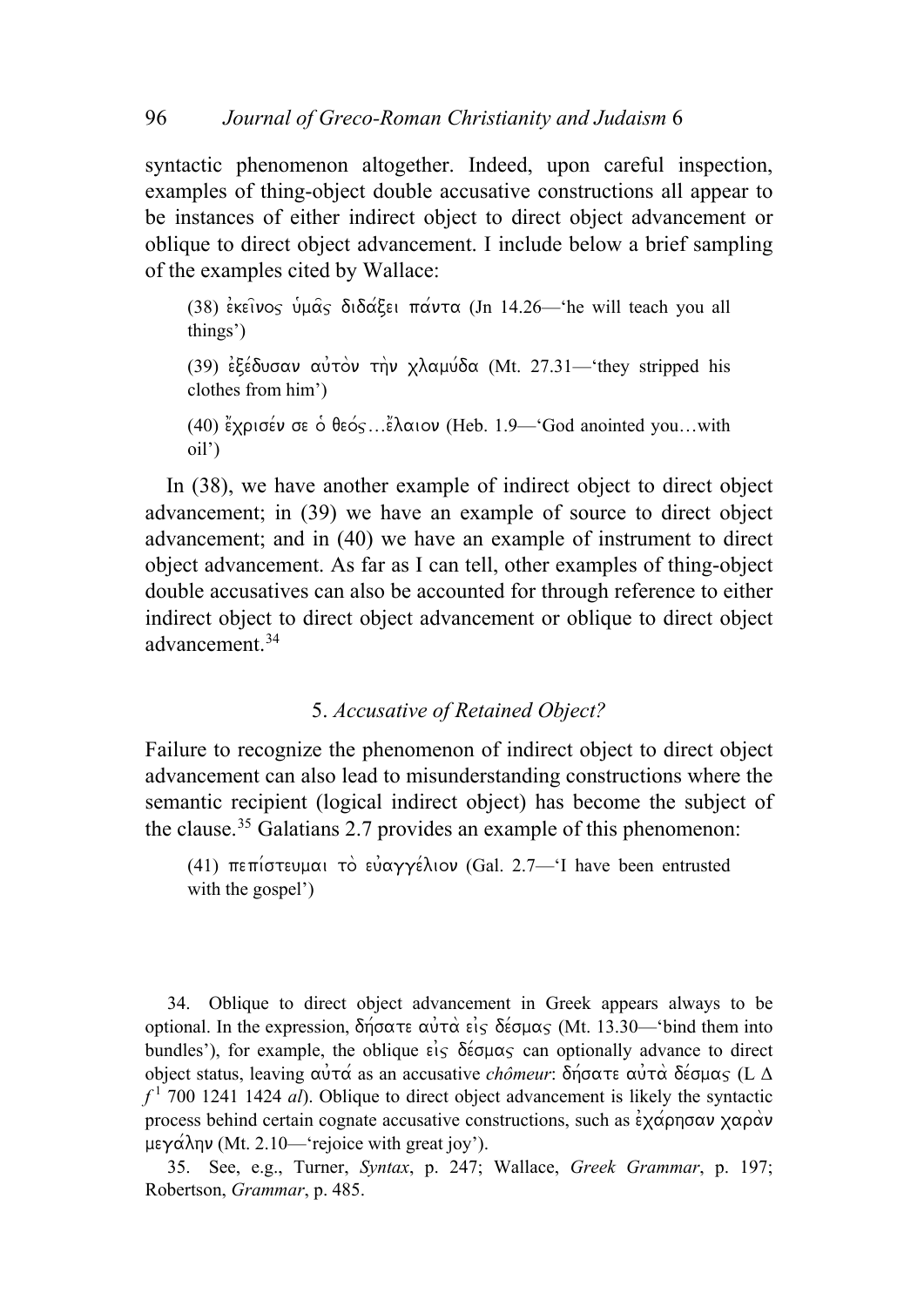syntactic phenomenon altogether. Indeed, upon careful inspection, examples of thing-object double accusative constructions all appear to be instances of either indirect object to direct object advancement or oblique to direct object advancement. I include below a brief sampling of the examples cited by Wallace:

> (38) ἐκεῖνος ὑμᾶς διδάξει πάντα (Jn 14.26—'he will teach you all things')
>
> (39) ἐξέδυσαν αὐτὸν τὴν χλαμύδα (Mt. 27.31—'they stripped his clothes from him')
>
> (40) ἔχρισέν σε ὁ θεός…ἔλαιον (Heb. 1.9—'God anointed you…with oil')

In (38), we have another example of indirect object to direct object advancement; in (39) we have an example of source to direct object advancement; and in (40) we have an example of instrument to direct object advancement. As far as I can tell, other examples of thing-object double accusatives can also be accounted for through reference to either indirect object to direct object advancement or oblique to direct object advancement.[34]

### 5. *Accusative of Retained Object?*

Failure to recognize the phenomenon of indirect object to direct object advancement can also lead to misunderstanding constructions where the semantic recipient (logical indirect object) has become the subject of the clause.[35] Galatians 2.7 provides an example of this phenomenon:

> (41) πεπίστευμαι τὸ εὐαγγέλιον (Gal. 2.7—'I have been entrusted with the gospel')

---

34. Oblique to direct object advancement in Greek appears always to be optional. In the expression, δήσατε αὐτὰ εἰς δέσμας (Mt. 13.30—'bind them into bundles'), for example, the oblique εἰς δέσμας can optionally advance to direct object status, leaving αὐτά as an accusative *chômeur*: δήσατε αὐτὰ δέσμας (L Δ $f^1$ 700 1241 1424 *al*). Oblique to direct object advancement is likely the syntactic process behind certain cognate accusative constructions, such as ἐχάρησαν χαρὰν μεγάλην (Mt. 2.10—'rejoice with great joy').

35. See, e.g., Turner, *Syntax*, p. 247; Wallace, *Greek Grammar*, p. 197; Robertson, *Grammar*, p. 485.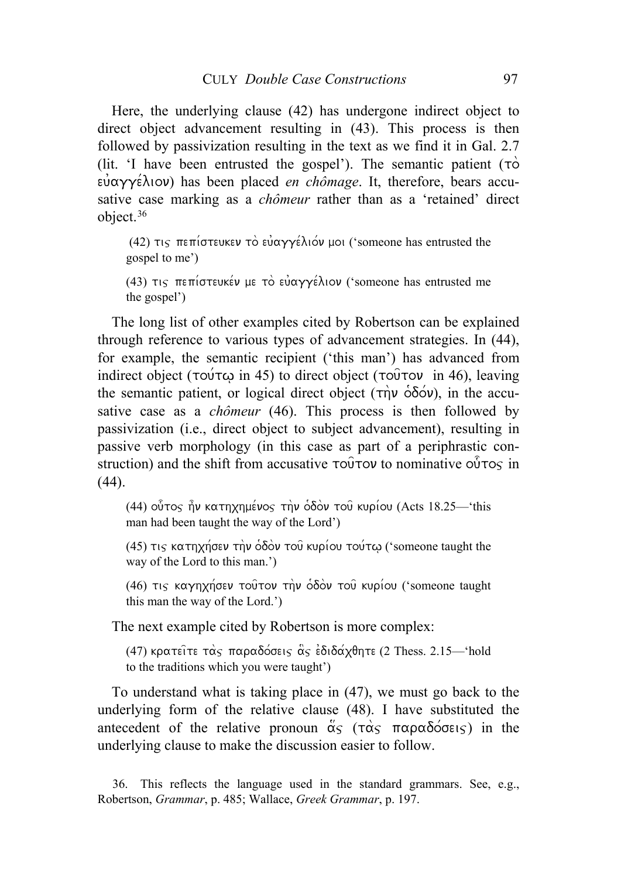Here, the underlying clause (42) has undergone indirect object to direct object advancement resulting in (43). This process is then followed by passivization resulting in the text as we find it in Gal. 2.7 (lit. 'I have been entrusted the gospel'). The semantic patient (τὸ εὐαγγέλιον) has been placed *en chômage*. It, therefore, bears accusative case marking as a *chômeur* rather than as a 'retained' direct object.[36]

> (42) τις πεπίστευκεν τὸ εὐαγγέλιόν μοι ('someone has entrusted the gospel to me')
>
> (43) τις πεπίστευκέν με τὸ εὐαγγέλιον ('someone has entrusted me the gospel')

The long list of other examples cited by Robertson can be explained through reference to various types of advancement strategies. In (44), for example, the semantic recipient ('this man') has advanced from indirect object (τούτῳ in 45) to direct object (τοῦτον in 46), leaving the semantic patient, or logical direct object (τὴν ὁδόν), in the accusative case as a *chômeur* (46). This process is then followed by passivization (i.e., direct object to subject advancement), resulting in passive verb morphology (in this case as part of a periphrastic construction) and the shift from accusative τοῦτον to nominative οὗτος in (44).

> (44) οὗτος ἦν κατηχημένος τὴν ὁδὸν τοῦ κυρίου (Acts 18.25—'this man had been taught the way of the Lord')
>
> (45) τις κατηχήσεν τὴν ὁδὸν τοῦ κυρίου τούτῳ ('someone taught the way of the Lord to this man.')
>
> (46) τις καγηχήσεν τοῦτον τὴν ὁδὸν τοῦ κυρίου ('someone taught this man the way of the Lord.')

The next example cited by Robertson is more complex:

> (47) κρατεῖτε τὰς παραδόσεις ἃς ἐδιδάχθητε (2 Thess. 2.15—'hold to the traditions which you were taught')

To understand what is taking place in (47), we must go back to the underlying form of the relative clause (48). I have substituted the antecedent of the relative pronoun ἅς (τὰς παραδόσεις) in the underlying clause to make the discussion easier to follow.

36. This reflects the language used in the standard grammars. See, e.g., Robertson, *Grammar*, p. 485; Wallace, *Greek Grammar*, p. 197.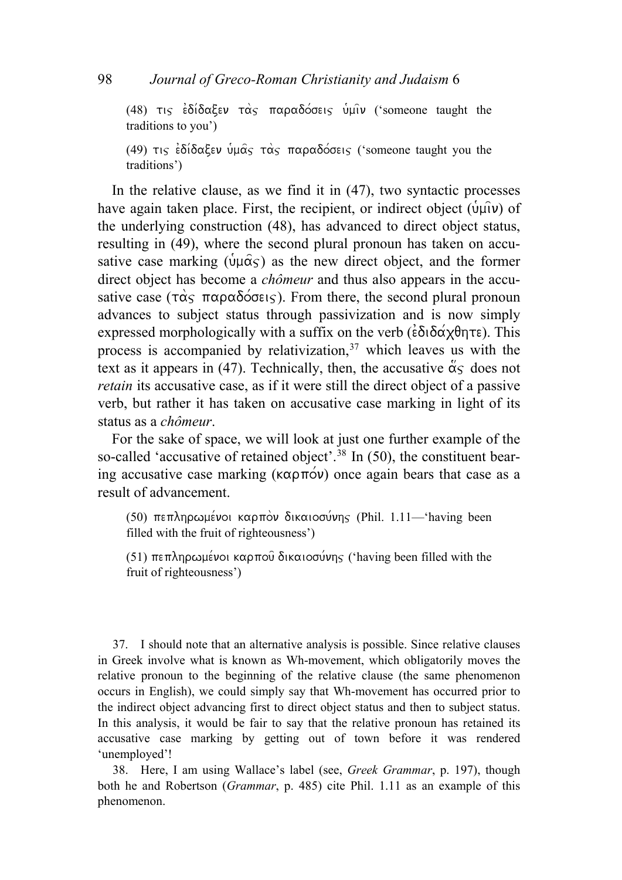(48) τις ἐδίδαξεν τὰς παραδόσεις ὑμῖν ('someone taught the traditions to you')

(49) τις ἐδίδαξεν ὑμᾶς τὰς παραδόσεις ('someone taught you the traditions')

In the relative clause, as we find it in (47), two syntactic processes have again taken place. First, the recipient, or indirect object (ὑμῖν) of the underlying construction (48), has advanced to direct object status, resulting in (49), where the second plural pronoun has taken on accusative case marking (ὑμᾶς) as the new direct object, and the former direct object has become a *chômeur* and thus also appears in the accusative case (τὰς παραδόσεις). From there, the second plural pronoun advances to subject status through passivization and is now simply expressed morphologically with a suffix on the verb (ἐδιδάχθητε). This process is accompanied by relativization,[37] which leaves us with the text as it appears in (47). Technically, then, the accusative ἅς does not *retain* its accusative case, as if it were still the direct object of a passive verb, but rather it has taken on accusative case marking in light of its status as a *chômeur*.

For the sake of space, we will look at just one further example of the so-called 'accusative of retained object'.[38] In (50), the constituent bearing accusative case marking (καρπόν) once again bears that case as a result of advancement.

(50) πεπληρωμένοι καρπὸν δικαιοσύνης (Phil. 1.11—'having been filled with the fruit of righteousness')

(51) πεπληρωμένοι καρποῦ δικαιοσύνης ('having been filled with the fruit of righteousness')

37. I should note that an alternative analysis is possible. Since relative clauses in Greek involve what is known as Wh-movement, which obligatorily moves the relative pronoun to the beginning of the relative clause (the same phenomenon occurs in English), we could simply say that Wh-movement has occurred prior to the indirect object advancing first to direct object status and then to subject status. In this analysis, it would be fair to say that the relative pronoun has retained its accusative case marking by getting out of town before it was rendered 'unemployed'!

38. Here, I am using Wallace's label (see, *Greek Grammar*, p. 197), though both he and Robertson (*Grammar*, p. 485) cite Phil. 1.11 as an example of this phenomenon.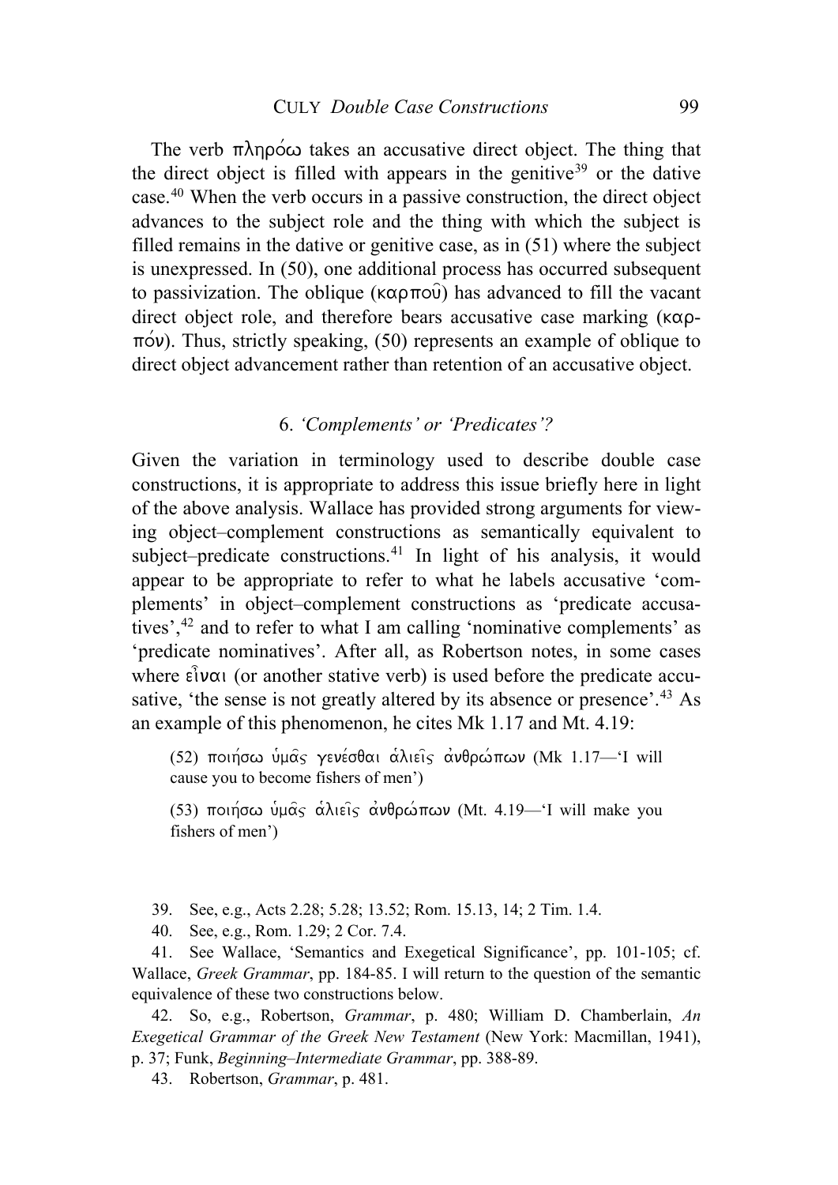The verb πληρόω takes an accusative direct object. The thing that the direct object is filled with appears in the genitive[39] or the dative case.[40] When the verb occurs in a passive construction, the direct object advances to the subject role and the thing with which the subject is filled remains in the dative or genitive case, as in (51) where the subject is unexpressed. In (50), one additional process has occurred subsequent to passivization. The oblique (καρποῦ) has advanced to fill the vacant direct object role, and therefore bears accusative case marking (καρπόν). Thus, strictly speaking, (50) represents an example of oblique to direct object advancement rather than retention of an accusative object.

## 6. *'Complements' or 'Predicates'?*

Given the variation in terminology used to describe double case constructions, it is appropriate to address this issue briefly here in light of the above analysis. Wallace has provided strong arguments for viewing object–complement constructions as semantically equivalent to subject–predicate constructions.[41] In light of his analysis, it would appear to be appropriate to refer to what he labels accusative 'complements' in object–complement constructions as 'predicate accusatives',[42] and to refer to what I am calling 'nominative complements' as 'predicate nominatives'. After all, as Robertson notes, in some cases where εἶναι (or another stative verb) is used before the predicate accusative, 'the sense is not greatly altered by its absence or presence'.[43] As an example of this phenomenon, he cites Mk 1.17 and Mt. 4.19:

> (52) ποιήσω ὑμᾶς γενέσθαι ἁλιεῖς ἀνθρώπων (Mk 1.17—'I will cause you to become fishers of men')
>
> (53) ποιήσω ὑμᾶς ἁλιεῖς ἀνθρώπων (Mt. 4.19—'I will make you fishers of men')

39. See, e.g., Acts 2.28; 5.28; 13.52; Rom. 15.13, 14; 2 Tim. 1.4.

40. See, e.g., Rom. 1.29; 2 Cor. 7.4.

41. See Wallace, 'Semantics and Exegetical Significance', pp. 101-105; cf. Wallace, *Greek Grammar*, pp. 184-85. I will return to the question of the semantic equivalence of these two constructions below.

42. So, e.g., Robertson, *Grammar*, p. 480; William D. Chamberlain, *An Exegetical Grammar of the Greek New Testament* (New York: Macmillan, 1941), p. 37; Funk, *Beginning–Intermediate Grammar*, pp. 388-89.

43. Robertson, *Grammar*, p. 481.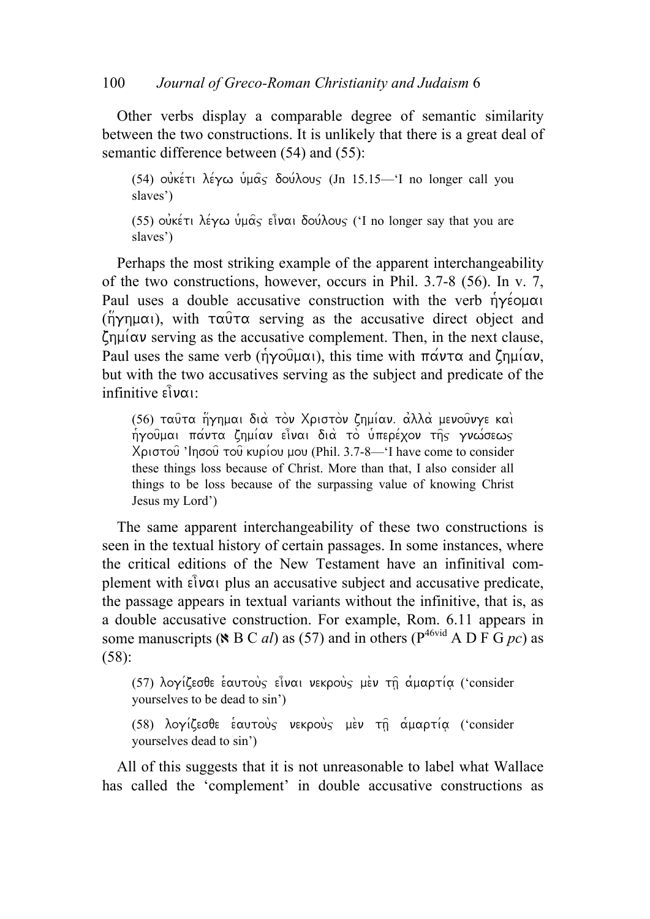Other verbs display a comparable degree of semantic similarity between the two constructions. It is unlikely that there is a great deal of semantic difference between (54) and (55):

> (54) οὐκέτι λέγω ὑμᾶς δούλους (Jn 15.15—'I no longer call you slaves')

> (55) οὐκέτι λέγω ὑμᾶς εἶναι δούλους ('I no longer say that you are slaves')

Perhaps the most striking example of the apparent interchangeability of the two constructions, however, occurs in Phil. 3.7-8 (56). In v. 7, Paul uses a double accusative construction with the verb ἡγέομαι (ἥγημαι), with ταῦτα serving as the accusative direct object and ζημίαν serving as the accusative complement. Then, in the next clause, Paul uses the same verb (ἡγοῦμαι), this time with πάντα and ζημίαν, but with the two accusatives serving as the subject and predicate of the infinitive εἶναι:

> (56) ταῦτα ἥγημαι διὰ τὸν Χριστὸν ζημίαν. ἀλλὰ μενοῦνγε καὶ ἡγοῦμαι πάντα ζημίαν εἶναι διὰ τὸ ὑπερέχον τῆς γνώσεως Χριστοῦ Ἰησοῦ τοῦ κυρίου μου (Phil. 3.7-8—'I have come to consider these things loss because of Christ. More than that, I also consider all things to be loss because of the surpassing value of knowing Christ Jesus my Lord')

The same apparent interchangeability of these two constructions is seen in the textual history of certain passages. In some instances, where the critical editions of the New Testament have an infinitival complement with εἶναι plus an accusative subject and accusative predicate, the passage appears in textual variants without the infinitive, that is, as a double accusative construction. For example, Rom. 6.11 appears in some manuscripts (**א** B C *al*) as (57) and in others (P[46vid] A D F G *pc*) as (58):

> (57) λογίζεσθε ἑαυτοὺς εἶναι νεκροὺς μὲν τῇ ἁμαρτίᾳ ('consider yourselves to be dead to sin')

> (58) λογίζεσθε ἑαυτοὺς νεκροὺς μὲν τῇ ἁμαρτίᾳ ('consider yourselves dead to sin')

All of this suggests that it is not unreasonable to label what Wallace has called the 'complement' in double accusative constructions as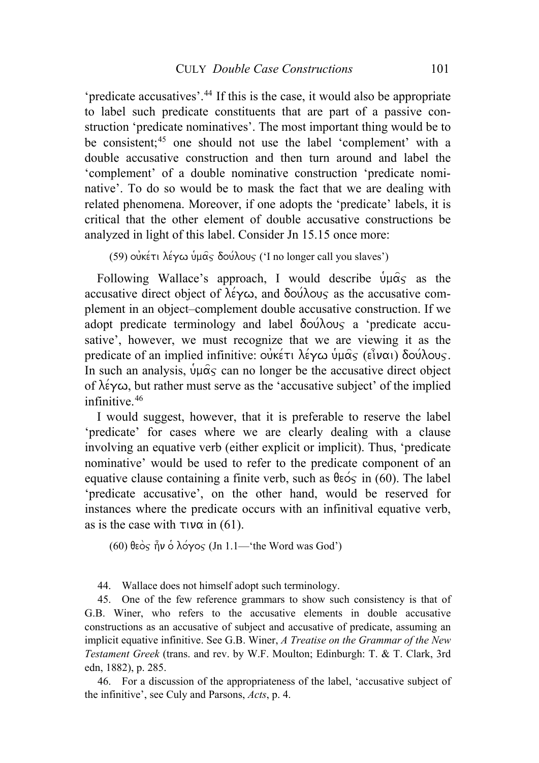'predicate accusatives'.[44] If this is the case, it would also be appropriate to label such predicate constituents that are part of a passive construction 'predicate nominatives'. The most important thing would be to be consistent;[45] one should not use the label 'complement' with a double accusative construction and then turn around and label the 'complement' of a double nominative construction 'predicate nominative'. To do so would be to mask the fact that we are dealing with related phenomena. Moreover, if one adopts the 'predicate' labels, it is critical that the other element of double accusative constructions be analyzed in light of this label. Consider Jn 15.15 once more:

(59) οὐκέτι λέγω ὑμᾶς δούλους ('I no longer call you slaves')

Following Wallace's approach, I would describe ὑμᾶς as the accusative direct object of λέγω, and δούλους as the accusative complement in an object–complement double accusative construction. If we adopt predicate terminology and label δούλους a 'predicate accusative', however, we must recognize that we are viewing it as the predicate of an implied infinitive: οὐκέτι λέγω ὑμᾶς (εἶναι) δούλους. In such an analysis, ὑμᾶς can no longer be the accusative direct object of λέγω, but rather must serve as the 'accusative subject' of the implied infinitive.[46]

I would suggest, however, that it is preferable to reserve the label 'predicate' for cases where we are clearly dealing with a clause involving an equative verb (either explicit or implicit). Thus, 'predicate nominative' would be used to refer to the predicate component of an equative clause containing a finite verb, such as θεός in (60). The label 'predicate accusative', on the other hand, would be reserved for instances where the predicate occurs with an infinitival equative verb, as is the case with τινα in (61).

(60) θεὸς ἦν ὁ λόγος (Jn 1.1—'the Word was God')

44. Wallace does not himself adopt such terminology.

45. One of the few reference grammars to show such consistency is that of G.B. Winer, who refers to the accusative elements in double accusative constructions as an accusative of subject and accusative of predicate, assuming an implicit equative infinitive. See G.B. Winer, *A Treatise on the Grammar of the New Testament Greek* (trans. and rev. by W.F. Moulton; Edinburgh: T. & T. Clark, 3rd edn, 1882), p. 285.

46. For a discussion of the appropriateness of the label, 'accusative subject of the infinitive', see Culy and Parsons, *Acts*, p. 4.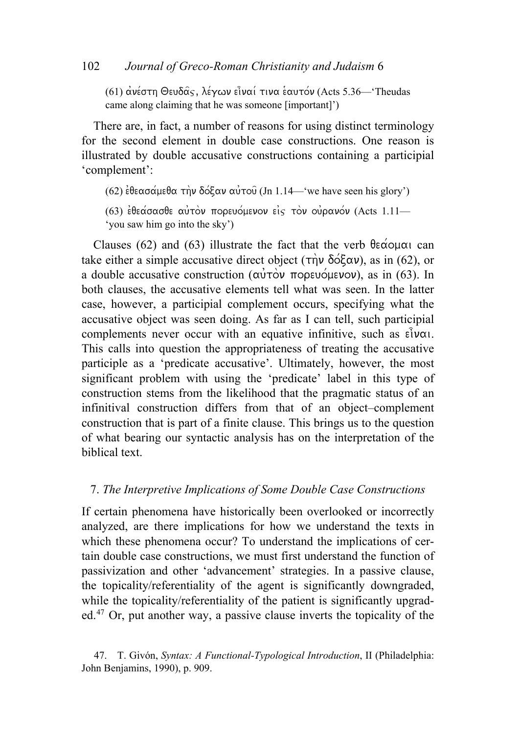(61) ἀνέστη Θευδᾶς, λέγων εἶναί τινα ἑαυτόν (Acts 5.36—'Theudas came along claiming that he was someone [important]')

There are, in fact, a number of reasons for using distinct terminology for the second element in double case constructions. One reason is illustrated by double accusative constructions containing a participial 'complement':

(62) ἐθεασάμεθα τὴν δόξαν αὐτοῦ (Jn 1.14—'we have seen his glory')

(63) ἐθεάσασθε αὐτὸν πορευόμενον εἰς τὸν οὐρανόν (Acts 1.11—'you saw him go into the sky')

Clauses (62) and (63) illustrate the fact that the verb θεάομαι can take either a simple accusative direct object (τὴν δόξαν), as in (62), or a double accusative construction (αὐτὸν πορευόμενον), as in (63). In both clauses, the accusative elements tell what was seen. In the latter case, however, a participial complement occurs, specifying what the accusative object was seen doing. As far as I can tell, such participial complements never occur with an equative infinitive, such as εἶναι. This calls into question the appropriateness of treating the accusative participle as a 'predicate accusative'. Ultimately, however, the most significant problem with using the 'predicate' label in this type of construction stems from the likelihood that the pragmatic status of an infinitival construction differs from that of an object–complement construction that is part of a finite clause. This brings us to the question of what bearing our syntactic analysis has on the interpretation of the biblical text.

## 7. *The Interpretive Implications of Some Double Case Constructions*

If certain phenomena have historically been overlooked or incorrectly analyzed, are there implications for how we understand the texts in which these phenomena occur? To understand the implications of certain double case constructions, we must first understand the function of passivization and other 'advancement' strategies. In a passive clause, the topicality/referentiality of the agent is significantly downgraded, while the topicality/referentiality of the patient is significantly upgraded.[47] Or, put another way, a passive clause inverts the topicality of the

47. T. Givón, *Syntax: A Functional-Typological Introduction*, II (Philadelphia: John Benjamins, 1990), p. 909.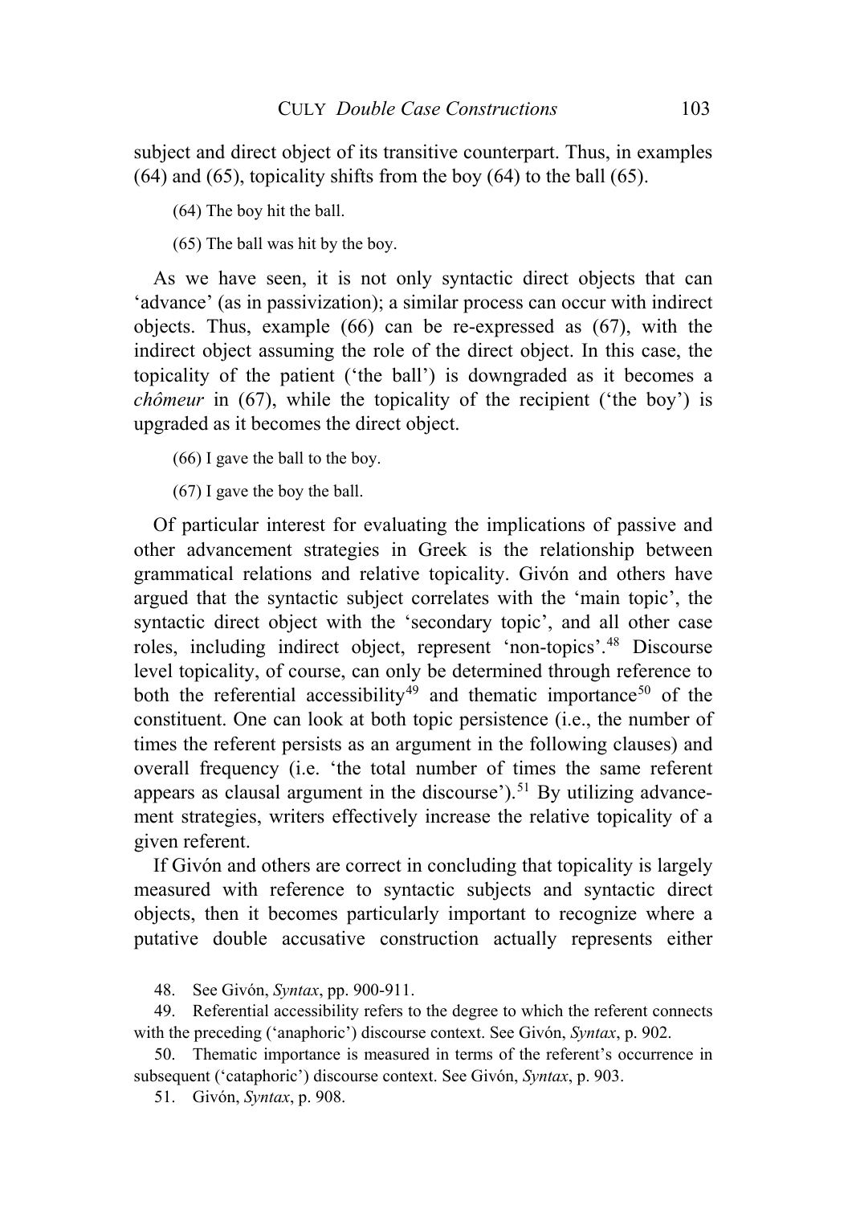subject and direct object of its transitive counterpart. Thus, in examples (64) and (65), topicality shifts from the boy (64) to the ball (65).

(64) The boy hit the ball.

(65) The ball was hit by the boy.

As we have seen, it is not only syntactic direct objects that can 'advance' (as in passivization); a similar process can occur with indirect objects. Thus, example (66) can be re-expressed as (67), with the indirect object assuming the role of the direct object. In this case, the topicality of the patient ('the ball') is downgraded as it becomes a *chômeur* in (67), while the topicality of the recipient ('the boy') is upgraded as it becomes the direct object.

(66) I gave the ball to the boy.

(67) I gave the boy the ball.

Of particular interest for evaluating the implications of passive and other advancement strategies in Greek is the relationship between grammatical relations and relative topicality. Givón and others have argued that the syntactic subject correlates with the 'main topic', the syntactic direct object with the 'secondary topic', and all other case roles, including indirect object, represent 'non-topics'.[48] Discourse level topicality, of course, can only be determined through reference to both the referential accessibility[49] and thematic importance[50] of the constituent. One can look at both topic persistence (i.e., the number of times the referent persists as an argument in the following clauses) and overall frequency (i.e. 'the total number of times the same referent appears as clausal argument in the discourse').[51] By utilizing advancement strategies, writers effectively increase the relative topicality of a given referent.

If Givón and others are correct in concluding that topicality is largely measured with reference to syntactic subjects and syntactic direct objects, then it becomes particularly important to recognize where a putative double accusative construction actually represents either

48. See Givón, *Syntax*, pp. 900-911.

49. Referential accessibility refers to the degree to which the referent connects with the preceding ('anaphoric') discourse context. See Givón, *Syntax*, p. 902.

50. Thematic importance is measured in terms of the referent's occurrence in subsequent ('cataphoric') discourse context. See Givón, *Syntax*, p. 903.

51. Givón, *Syntax*, p. 908.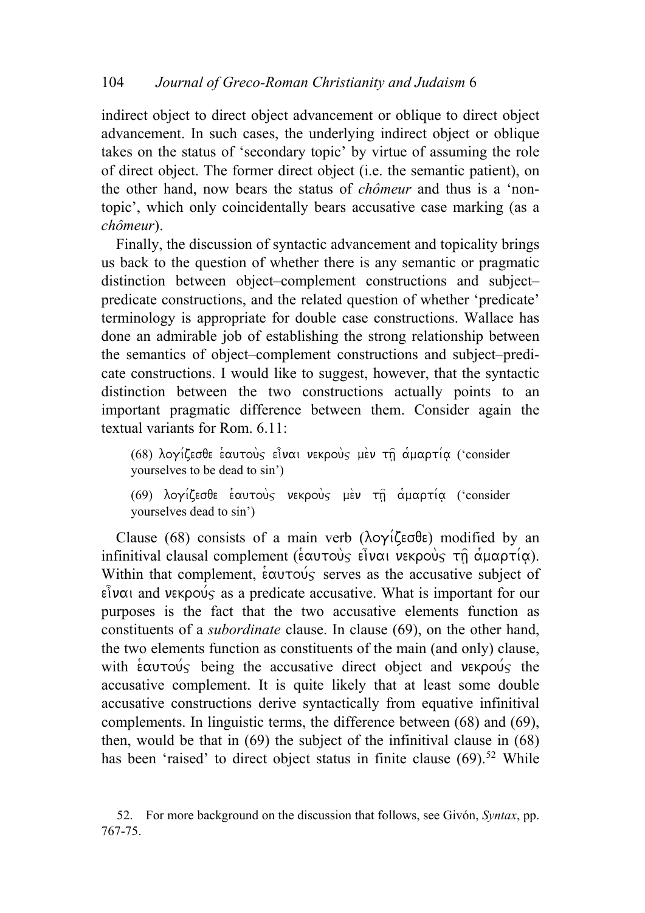indirect object to direct object advancement or oblique to direct object advancement. In such cases, the underlying indirect object or oblique takes on the status of 'secondary topic' by virtue of assuming the role of direct object. The former direct object (i.e. the semantic patient), on the other hand, now bears the status of *chômeur* and thus is a 'non-topic', which only coincidentally bears accusative case marking (as a *chômeur*).

Finally, the discussion of syntactic advancement and topicality brings us back to the question of whether there is any semantic or pragmatic distinction between object–complement constructions and subject–predicate constructions, and the related question of whether 'predicate' terminology is appropriate for double case constructions. Wallace has done an admirable job of establishing the strong relationship between the semantics of object–complement constructions and subject–predicate constructions. I would like to suggest, however, that the syntactic distinction between the two constructions actually points to an important pragmatic difference between them. Consider again the textual variants for Rom. 6.11:

> (68) λογίζεσθε ἑαυτοὺς εἶναι νεκροὺς μὲν τῇ ἁμαρτίᾳ ('consider yourselves to be dead to sin')
>
> (69) λογίζεσθε ἑαυτοὺς νεκροὺς μὲν τῇ ἁμαρτίᾳ ('consider yourselves dead to sin')

Clause (68) consists of a main verb (λογίζεσθε) modified by an infinitival clausal complement (ἑαυτοὺς εἶναι νεκροὺς τῇ ἁμαρτίᾳ). Within that complement, ἑαυτούς serves as the accusative subject of εἶναι and νεκρούς as a predicate accusative. What is important for our purposes is the fact that the two accusative elements function as constituents of a *subordinate* clause. In clause (69), on the other hand, the two elements function as constituents of the main (and only) clause, with ἑαυτούς being the accusative direct object and νεκρούς the accusative complement. It is quite likely that at least some double accusative constructions derive syntactically from equative infinitival complements. In linguistic terms, the difference between (68) and (69), then, would be that in (69) the subject of the infinitival clause in (68) has been 'raised' to direct object status in finite clause (69).[52] While

52. For more background on the discussion that follows, see Givón, *Syntax*, pp. 767-75.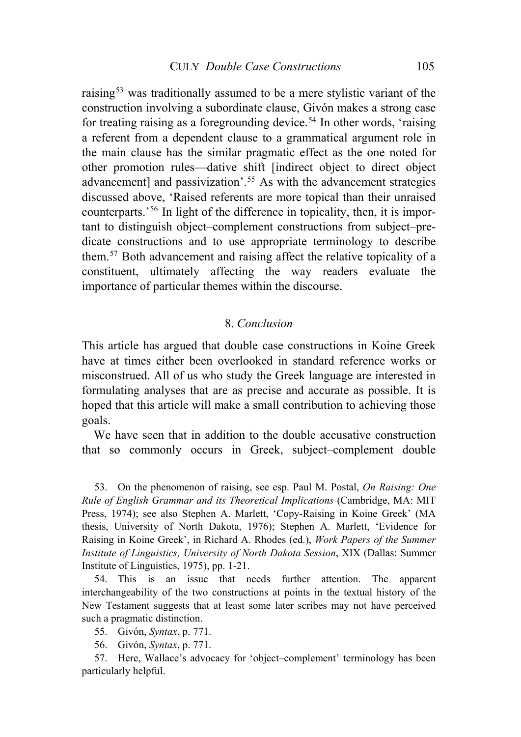raising[53] was traditionally assumed to be a mere stylistic variant of the construction involving a subordinate clause, Givón makes a strong case for treating raising as a foregrounding device.[54] In other words, 'raising a referent from a dependent clause to a grammatical argument role in the main clause has the similar pragmatic effect as the one noted for other promotion rules—dative shift [indirect object to direct object advancement] and passivization'.[55] As with the advancement strategies discussed above, 'Raised referents are more topical than their unraised counterparts.'[56] In light of the difference in topicality, then, it is important to distinguish object–complement constructions from subject–predicate constructions and to use appropriate terminology to describe them.[57] Both advancement and raising affect the relative topicality of a constituent, ultimately affecting the way readers evaluate the importance of particular themes within the discourse.

## 8. *Conclusion*

This article has argued that double case constructions in Koine Greek have at times either been overlooked in standard reference works or misconstrued. All of us who study the Greek language are interested in formulating analyses that are as precise and accurate as possible. It is hoped that this article will make a small contribution to achieving those goals.

We have seen that in addition to the double accusative construction that so commonly occurs in Greek, subject–complement double

53. On the phenomenon of raising, see esp. Paul M. Postal, *On Raising: One Rule of English Grammar and its Theoretical Implications* (Cambridge, MA: MIT Press, 1974); see also Stephen A. Marlett, 'Copy-Raising in Koine Greek' (MA thesis, University of North Dakota, 1976); Stephen A. Marlett, 'Evidence for Raising in Koine Greek', in Richard A. Rhodes (ed.), *Work Papers of the Summer Institute of Linguistics, University of North Dakota Session*, XIX (Dallas: Summer Institute of Linguistics, 1975), pp. 1-21.

54. This is an issue that needs further attention. The apparent interchangeability of the two constructions at points in the textual history of the New Testament suggests that at least some later scribes may not have perceived such a pragmatic distinction.

55. Givón, *Syntax*, p. 771.

56. Givón, *Syntax*, p. 771.

57. Here, Wallace's advocacy for 'object–complement' terminology has been particularly helpful.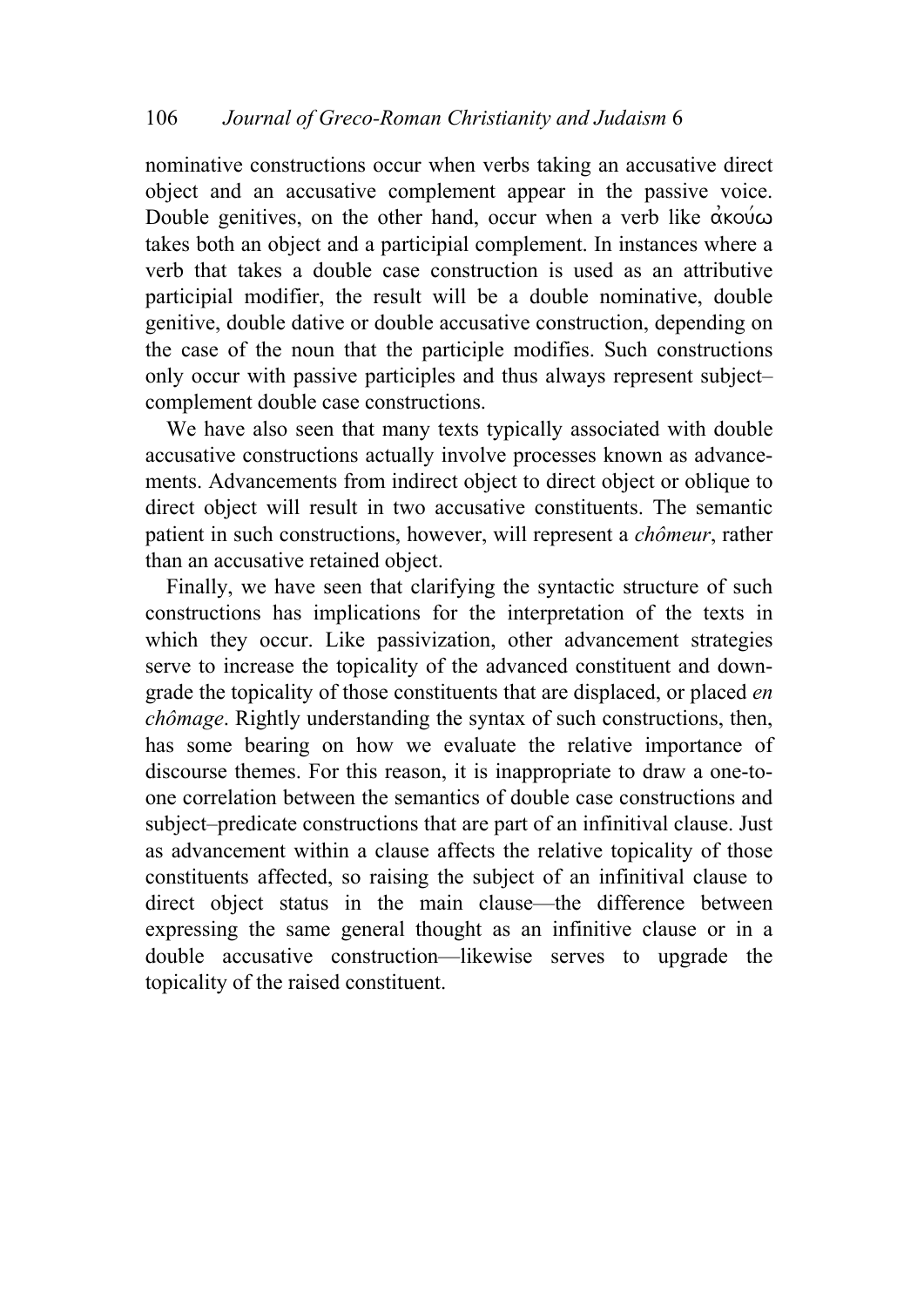nominative constructions occur when verbs taking an accusative direct object and an accusative complement appear in the passive voice. Double genitives, on the other hand, occur when a verb like ἀκούω takes both an object and a participial complement. In instances where a verb that takes a double case construction is used as an attributive participial modifier, the result will be a double nominative, double genitive, double dative or double accusative construction, depending on the case of the noun that the participle modifies. Such constructions only occur with passive participles and thus always represent subject–complement double case constructions.

We have also seen that many texts typically associated with double accusative constructions actually involve processes known as advancements. Advancements from indirect object to direct object or oblique to direct object will result in two accusative constituents. The semantic patient in such constructions, however, will represent a *chômeur*, rather than an accusative retained object.

Finally, we have seen that clarifying the syntactic structure of such constructions has implications for the interpretation of the texts in which they occur. Like passivization, other advancement strategies serve to increase the topicality of the advanced constituent and downgrade the topicality of those constituents that are displaced, or placed *en chômage*. Rightly understanding the syntax of such constructions, then, has some bearing on how we evaluate the relative importance of discourse themes. For this reason, it is inappropriate to draw a one-to-one correlation between the semantics of double case constructions and subject–predicate constructions that are part of an infinitival clause. Just as advancement within a clause affects the relative topicality of those constituents affected, so raising the subject of an infinitival clause to direct object status in the main clause—the difference between expressing the same general thought as an infinitive clause or in a double accusative construction—likewise serves to upgrade the topicality of the raised constituent.